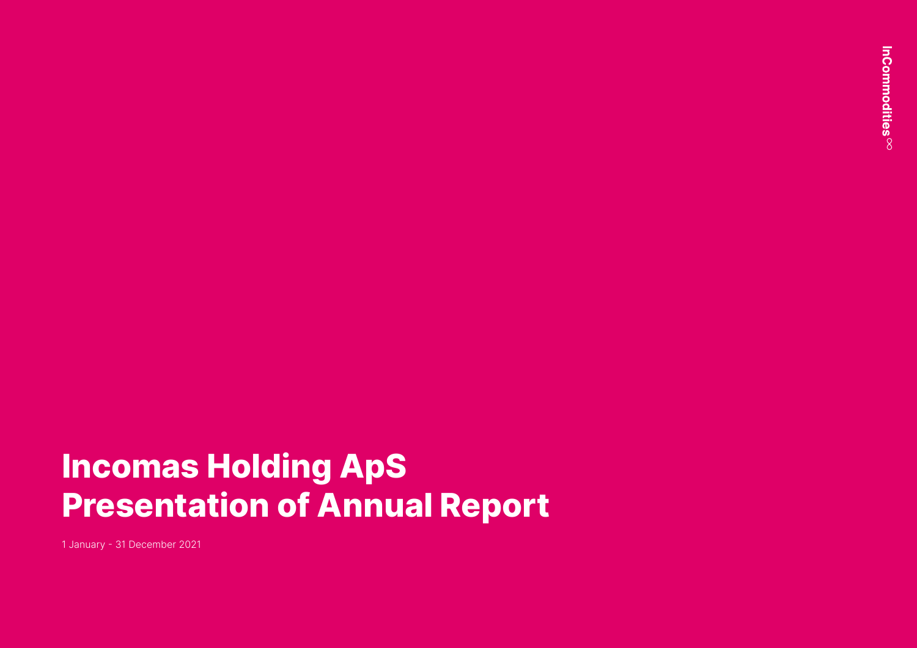InCommodities

# Incomas Holding ApS
# Presentation of Annual Report

1 January - 31 December 2021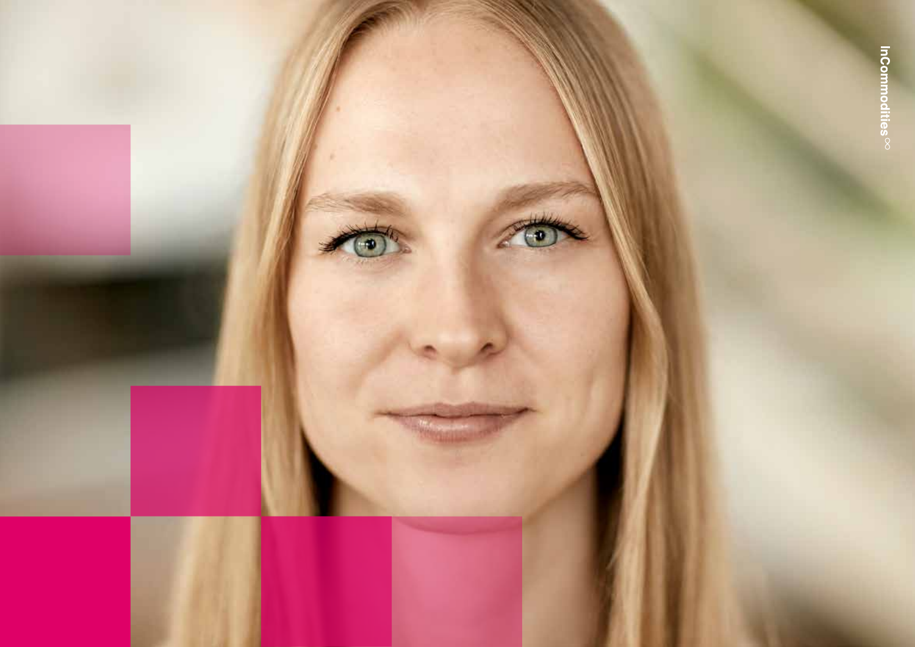InCommodities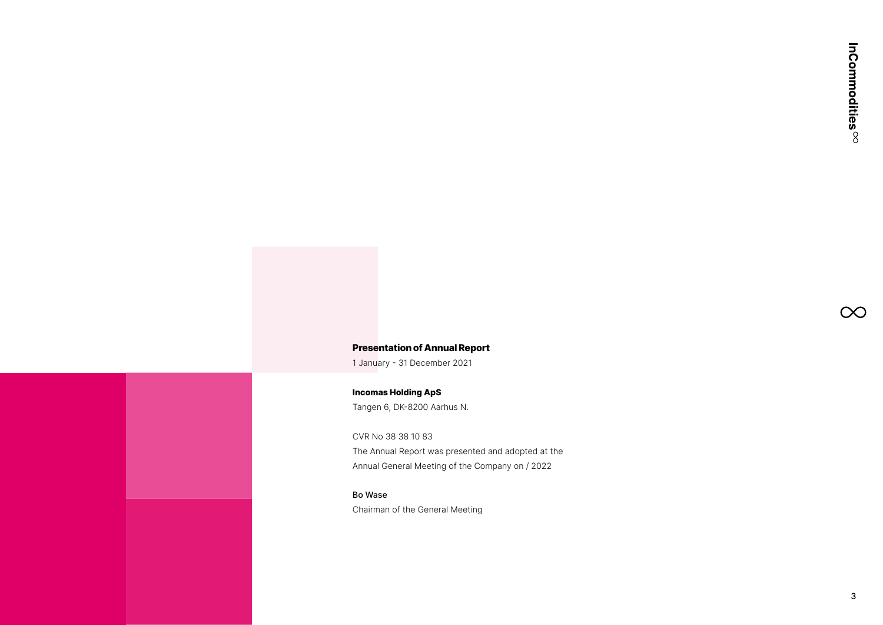**Presentation of Annual Report**

1 January - 31 December 2021

**Incomas Holding ApS**

Tangen 6, DK-8200 Aarhus N.

CVR No 38 38 10 83

The Annual Report was presented and adopted at the Annual General Meeting of the Company on / 2022

Bo Wase

Chairman of the General Meeting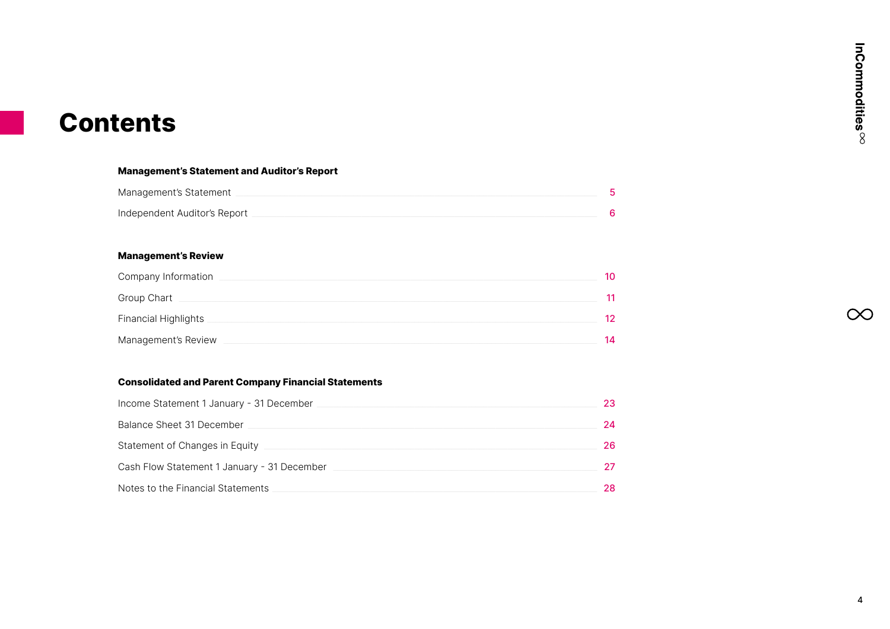# Contents

**Management's Statement and Auditor's Report**

| | |
|---|---|
| Management's Statement | 5 |
| Independent Auditor's Report | 6 |

**Management's Review**

| | |
|---|---|
| Company Information | 10 |
| Group Chart | 11 |
| Financial Highlights | 12 |
| Management's Review | 14 |

**Consolidated and Parent Company Financial Statements**

| | |
|---|---|
| Income Statement 1 January - 31 December | 23 |
| Balance Sheet 31 December | 24 |
| Statement of Changes in Equity | 26 |
| Cash Flow Statement 1 January - 31 December | 27 |
| Notes to the Financial Statements | 28 |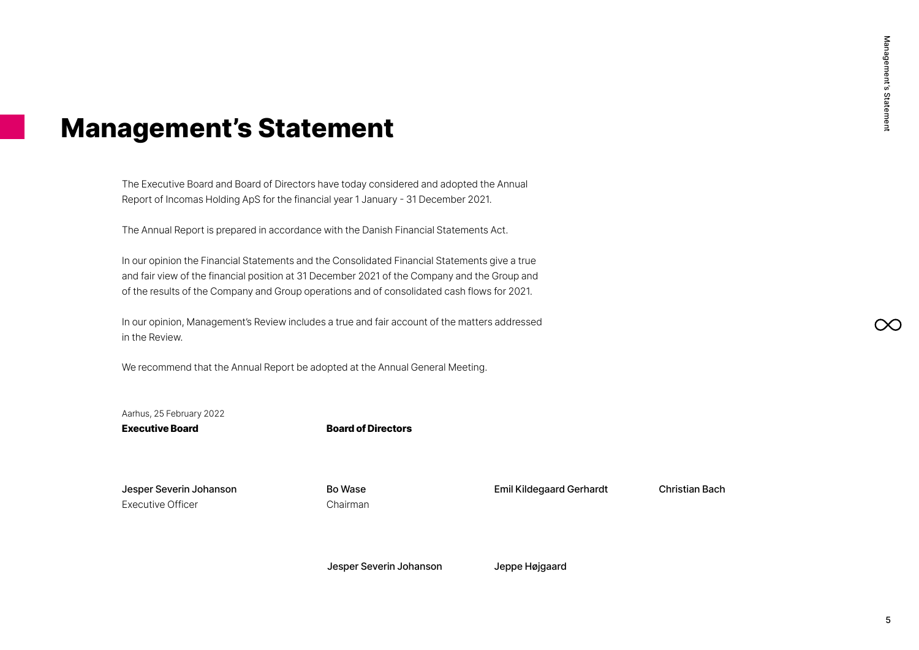# Management's Statement

The Executive Board and Board of Directors have today considered and adopted the Annual Report of Incomas Holding ApS for the financial year 1 January - 31 December 2021.

The Annual Report is prepared in accordance with the Danish Financial Statements Act.

In our opinion the Financial Statements and the Consolidated Financial Statements give a true and fair view of the financial position at 31 December 2021 of the Company and the Group and of the results of the Company and Group operations and of consolidated cash flows for 2021.

In our opinion, Management's Review includes a true and fair account of the matters addressed in the Review.

We recommend that the Annual Report be adopted at the Annual General Meeting.

Aarhus, 25 February 2022

**Executive Board**

Jesper Severin Johanson
Executive Officer

**Board of Directors**

Bo Wase
Chairman

Emil Kildegaard Gerhardt

Christian Bach

Jesper Severin Johanson

Jeppe Højgaard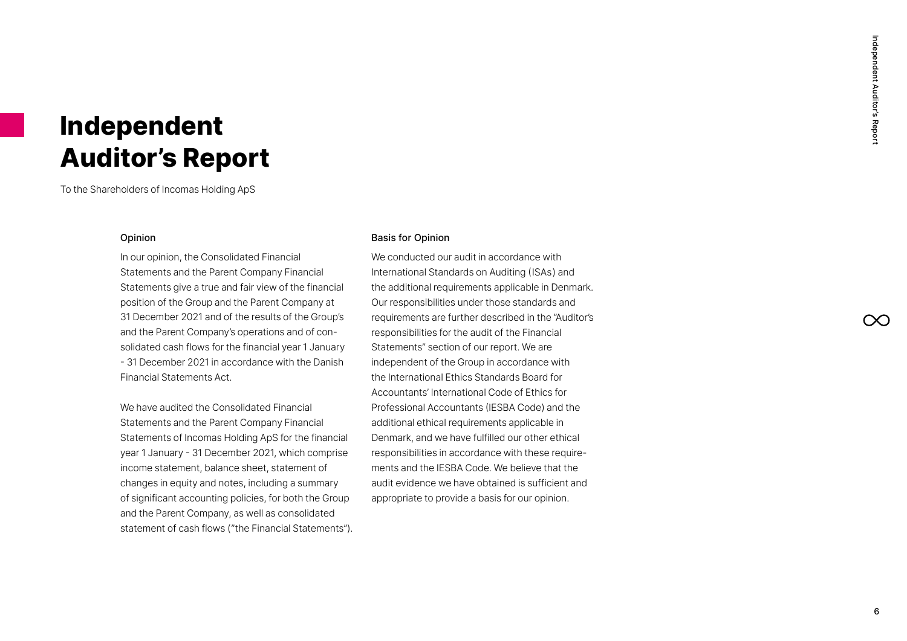# Independent Auditor's Report

To the Shareholders of Incomas Holding ApS

### Opinion

In our opinion, the Consolidated Financial Statements and the Parent Company Financial Statements give a true and fair view of the financial position of the Group and the Parent Company at 31 December 2021 and of the results of the Group's and the Parent Company's operations and of consolidated cash flows for the financial year 1 January - 31 December 2021 in accordance with the Danish Financial Statements Act.

We have audited the Consolidated Financial Statements and the Parent Company Financial Statements of Incomas Holding ApS for the financial year 1 January - 31 December 2021, which comprise income statement, balance sheet, statement of changes in equity and notes, including a summary of significant accounting policies, for both the Group and the Parent Company, as well as consolidated statement of cash flows ("the Financial Statements").

### Basis for Opinion

We conducted our audit in accordance with International Standards on Auditing (ISAs) and the additional requirements applicable in Denmark. Our responsibilities under those standards and requirements are further described in the "Auditor's responsibilities for the audit of the Financial Statements" section of our report. We are independent of the Group in accordance with the International Ethics Standards Board for Accountants' International Code of Ethics for Professional Accountants (IESBA Code) and the additional ethical requirements applicable in Denmark, and we have fulfilled our other ethical responsibilities in accordance with these requirements and the IESBA Code. We believe that the audit evidence we have obtained is sufficient and appropriate to provide a basis for our opinion.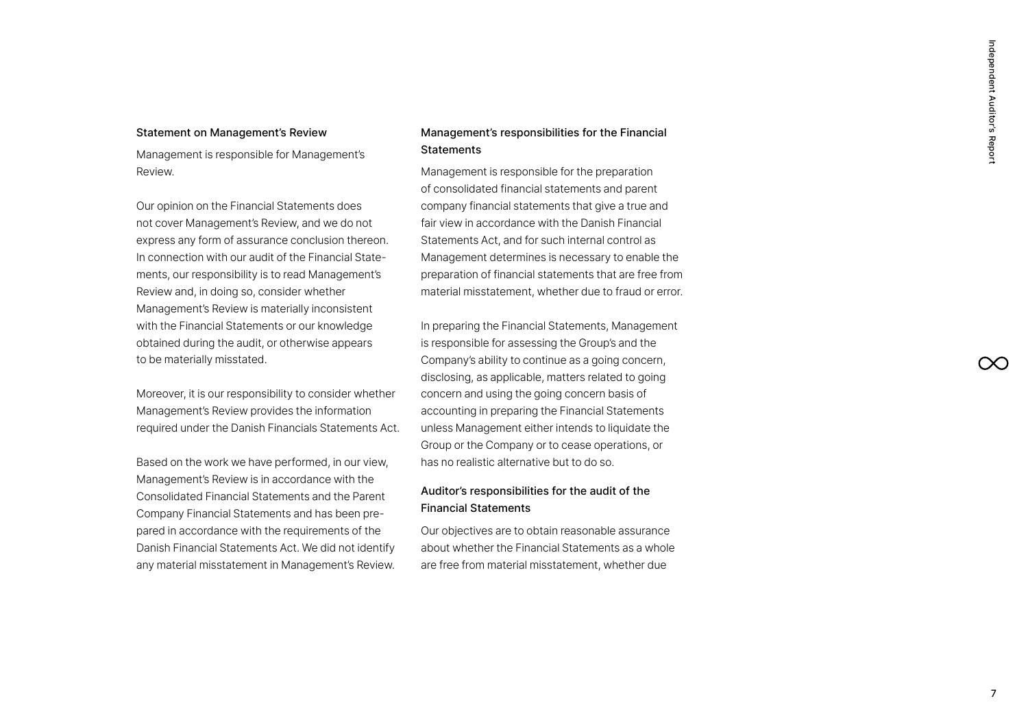### Statement on Management's Review

Management is responsible for Management's Review.

Our opinion on the Financial Statements does not cover Management's Review, and we do not express any form of assurance conclusion thereon. In connection with our audit of the Financial Statements, our responsibility is to read Management's Review and, in doing so, consider whether Management's Review is materially inconsistent with the Financial Statements or our knowledge obtained during the audit, or otherwise appears to be materially misstated.

Moreover, it is our responsibility to consider whether Management's Review provides the information required under the Danish Financials Statements Act.

Based on the work we have performed, in our view, Management's Review is in accordance with the Consolidated Financial Statements and the Parent Company Financial Statements and has been prepared in accordance with the requirements of the Danish Financial Statements Act. We did not identify any material misstatement in Management's Review.

### Management's responsibilities for the Financial Statements

Management is responsible for the preparation of consolidated financial statements and parent company financial statements that give a true and fair view in accordance with the Danish Financial Statements Act, and for such internal control as Management determines is necessary to enable the preparation of financial statements that are free from material misstatement, whether due to fraud or error.

In preparing the Financial Statements, Management is responsible for assessing the Group's and the Company's ability to continue as a going concern, disclosing, as applicable, matters related to going concern and using the going concern basis of accounting in preparing the Financial Statements unless Management either intends to liquidate the Group or the Company or to cease operations, or has no realistic alternative but to do so.

### Auditor's responsibilities for the audit of the Financial Statements

Our objectives are to obtain reasonable assurance about whether the Financial Statements as a whole are free from material misstatement, whether due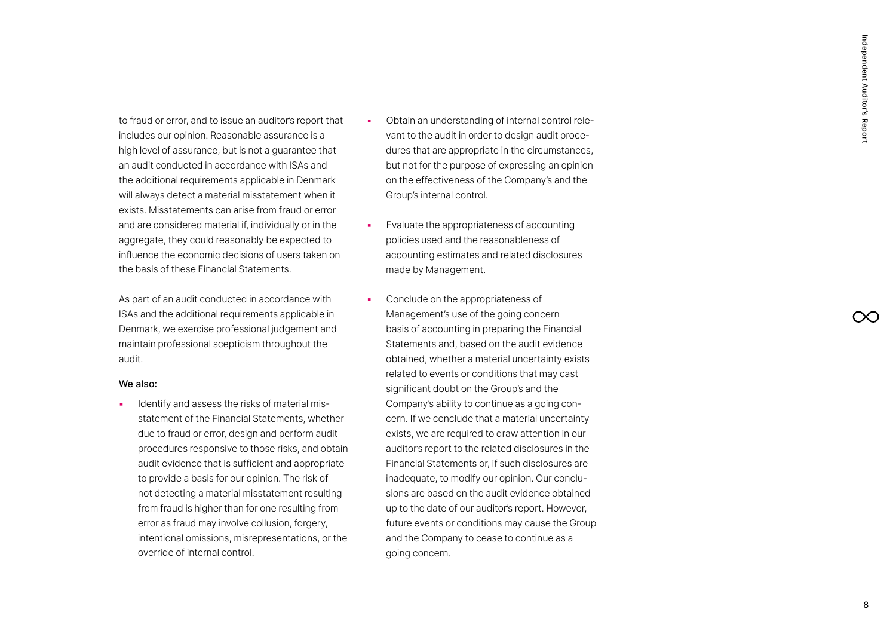to fraud or error, and to issue an auditor's report that includes our opinion. Reasonable assurance is a high level of assurance, but is not a guarantee that an audit conducted in accordance with ISAs and the additional requirements applicable in Denmark will always detect a material misstatement when it exists. Misstatements can arise from fraud or error and are considered material if, individually or in the aggregate, they could reasonably be expected to influence the economic decisions of users taken on the basis of these Financial Statements.

As part of an audit conducted in accordance with ISAs and the additional requirements applicable in Denmark, we exercise professional judgement and maintain professional scepticism throughout the audit.

**We also:**

- Identify and assess the risks of material misstatement of the Financial Statements, whether due to fraud or error, design and perform audit procedures responsive to those risks, and obtain audit evidence that is sufficient and appropriate to provide a basis for our opinion. The risk of not detecting a material misstatement resulting from fraud is higher than for one resulting from error as fraud may involve collusion, forgery, intentional omissions, misrepresentations, or the override of internal control.
- Obtain an understanding of internal control relevant to the audit in order to design audit procedures that are appropriate in the circumstances, but not for the purpose of expressing an opinion on the effectiveness of the Company's and the Group's internal control.
- Evaluate the appropriateness of accounting policies used and the reasonableness of accounting estimates and related disclosures made by Management.
- Conclude on the appropriateness of Management's use of the going concern basis of accounting in preparing the Financial Statements and, based on the audit evidence obtained, whether a material uncertainty exists related to events or conditions that may cast significant doubt on the Group's and the Company's ability to continue as a going concern. If we conclude that a material uncertainty exists, we are required to draw attention in our auditor's report to the related disclosures in the Financial Statements or, if such disclosures are inadequate, to modify our opinion. Our conclusions are based on the audit evidence obtained up to the date of our auditor's report. However, future events or conditions may cause the Group and the Company to cease to continue as a going concern.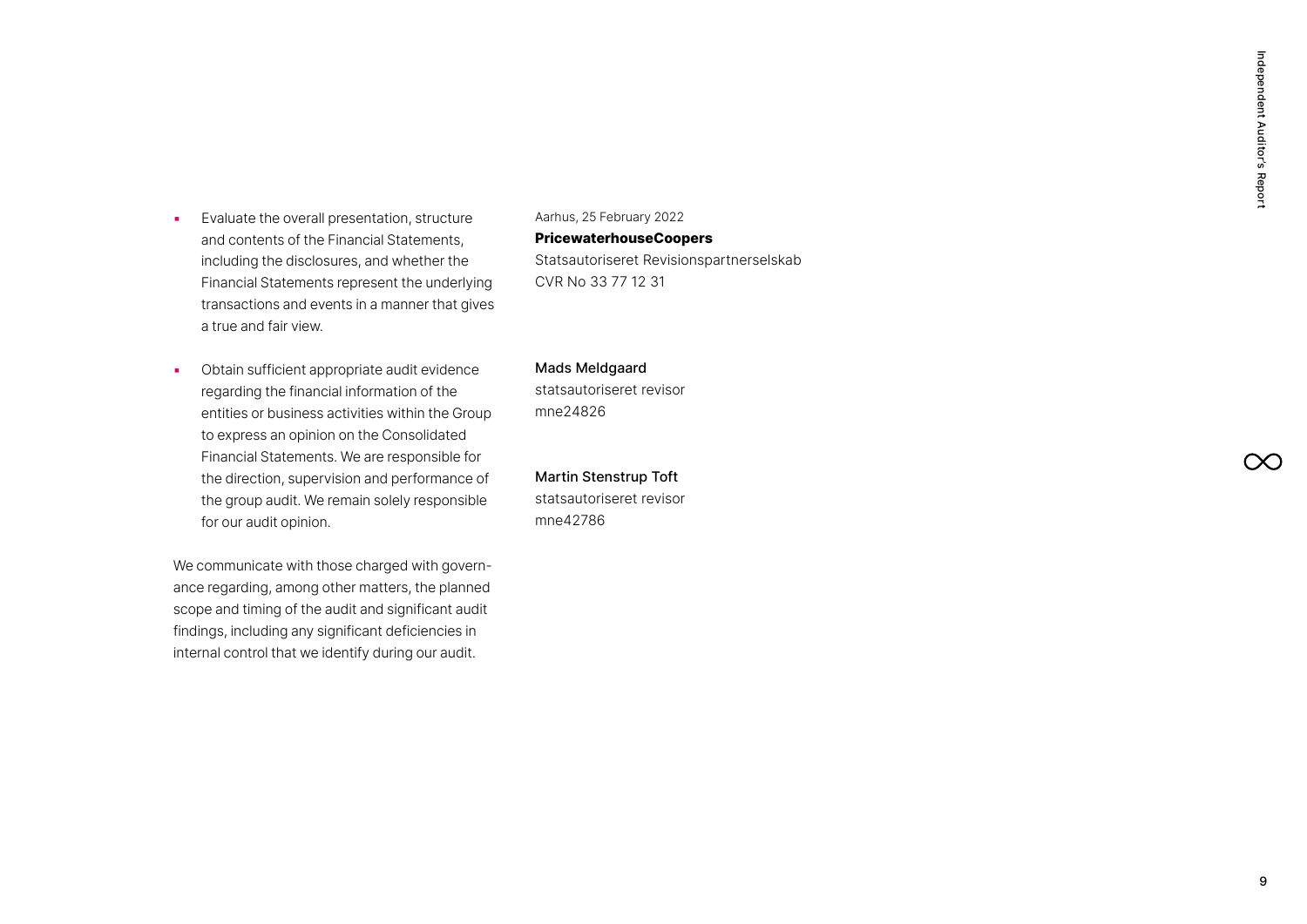- Evaluate the overall presentation, structure and contents of the Financial Statements, including the disclosures, and whether the Financial Statements represent the underlying transactions and events in a manner that gives a true and fair view.

- Obtain sufficient appropriate audit evidence regarding the financial information of the entities or business activities within the Group to express an opinion on the Consolidated Financial Statements. We are responsible for the direction, supervision and performance of the group audit. We remain solely responsible for our audit opinion.

We communicate with those charged with governance regarding, among other matters, the planned scope and timing of the audit and significant audit findings, including any significant deficiencies in internal control that we identify during our audit.

Aarhus, 25 February 2022
**PricewaterhouseCoopers**
Statsautoriseret Revisionspartnerselskab
CVR No 33 77 12 31

Mads Meldgaard
statsautoriseret revisor
mne24826

Martin Stenstrup Toft
statsautoriseret revisor
mne42786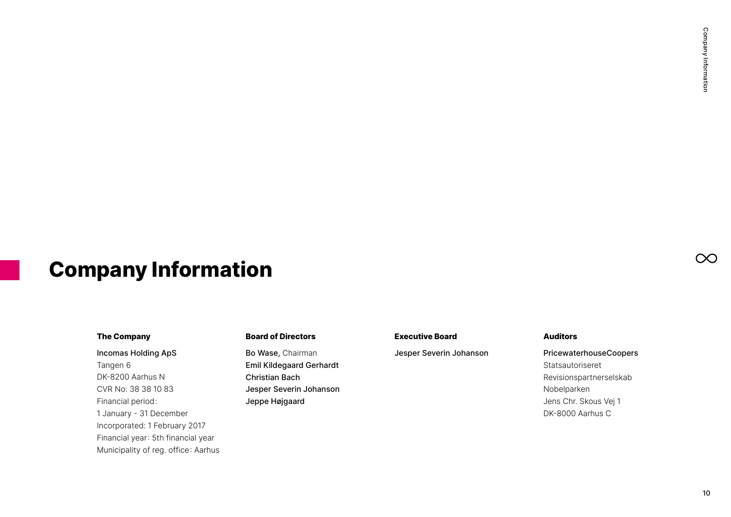# Company Information

### The Company

Incomas Holding ApS
Tangen 6
DK-8200 Aarhus N
CVR No: 38 38 10 83
Financial period:
1 January - 31 December
Incorporated: 1 February 2017
Financial year: 5th financial year
Municipality of reg. office: Aarhus

### Board of Directors

Bo Wase, Chairman
Emil Kildegaard Gerhardt
Christian Bach
Jesper Severin Johanson
Jeppe Højgaard

### Executive Board

Jesper Severin Johanson

### Auditors

PricewaterhouseCoopers
Statsautoriseret
Revisionspartnerselskab
Nobelparken
Jens Chr. Skous Vej 1
DK-8000 Aarhus C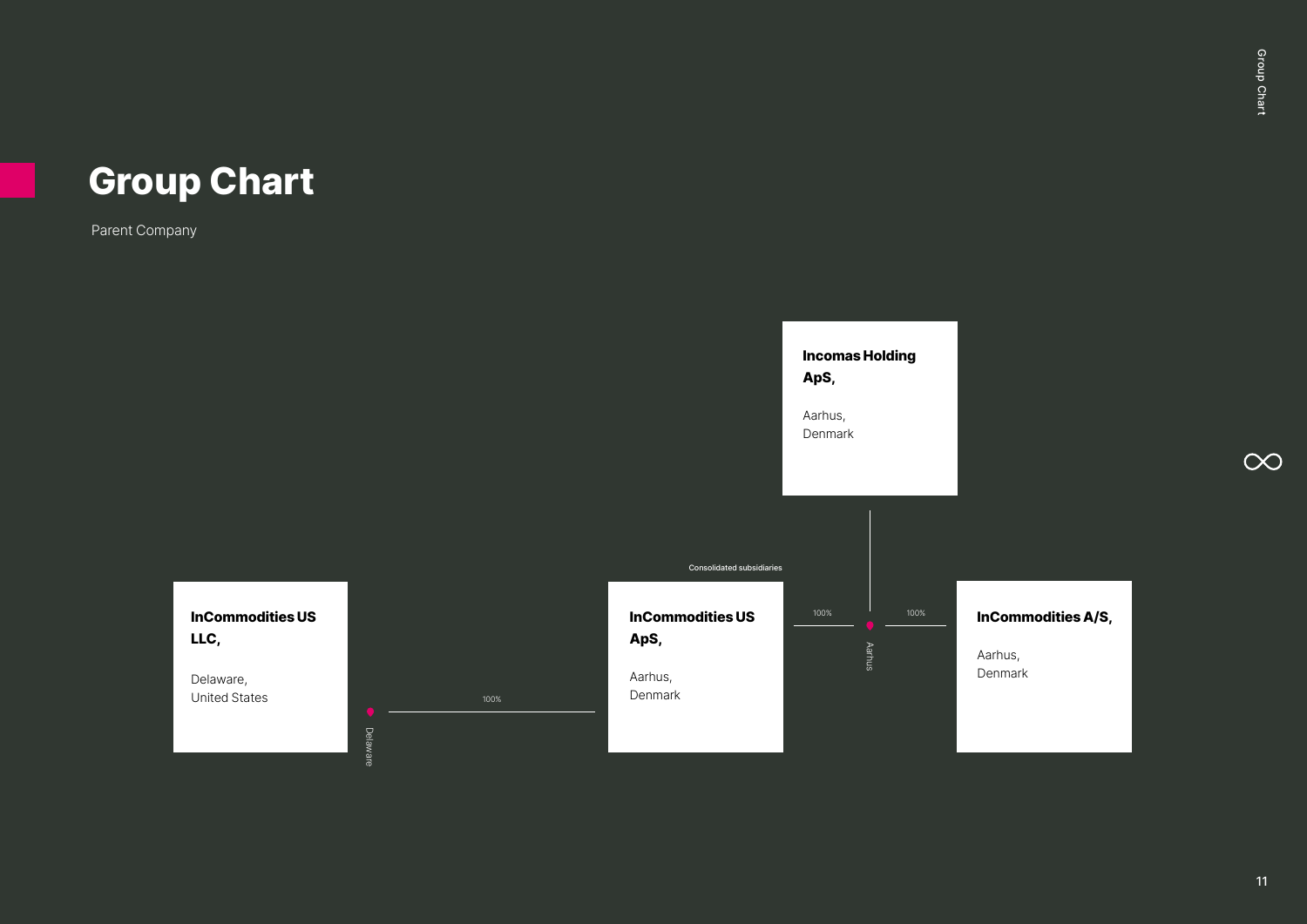# Group Chart

Parent Company

**Incomas Holding ApS,**

Aarhus,
Denmark

Consolidated subsidiaries

**InCommodities US LLC,**

Delaware,
United States

Delaware

100%

**InCommodities US ApS,**

Aarhus,
Denmark

100%

Aarhus

100%

**InCommodities A/S,**

Aarhus,
Denmark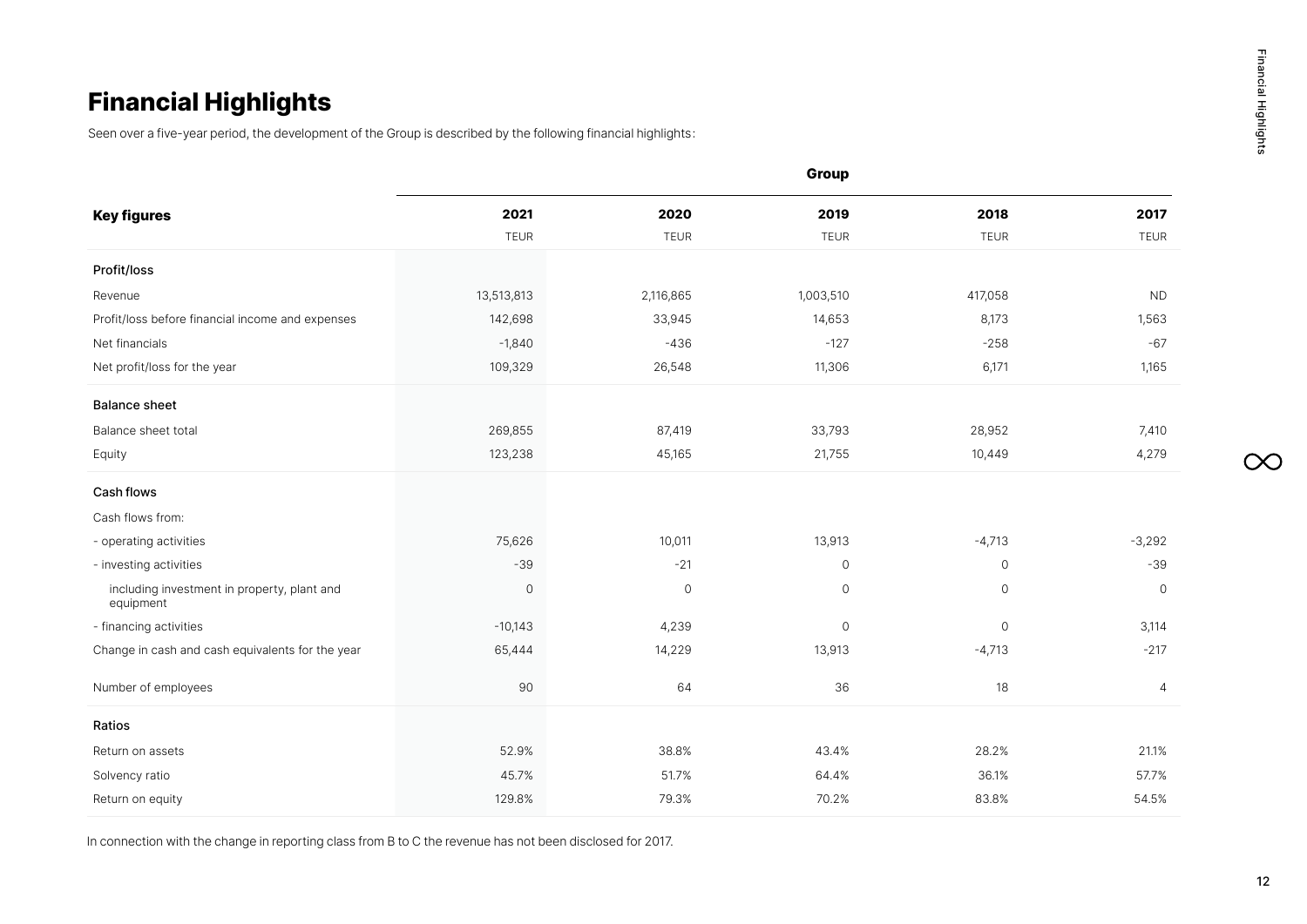# Financial Highlights

Seen over a five-year period, the development of the Group is described by the following financial highlights:

| | Group | | | | |
|---|---|---|---|---|---|
| **Key figures** | **2021** | **2020** | **2019** | **2018** | **2017** |
| | TEUR | TEUR | TEUR | TEUR | TEUR |
| **Profit/loss** | | | | | |
| Revenue | 13,513,813 | 2,116,865 | 1,003,510 | 417,058 | ND |
| Profit/loss before financial income and expenses | 142,698 | 33,945 | 14,653 | 8,173 | 1,563 |
| Net financials | -1,840 | -436 | -127 | -258 | -67 |
| Net profit/loss for the year | 109,329 | 26,548 | 11,306 | 6,171 | 1,165 |
| **Balance sheet** | | | | | |
| Balance sheet total | 269,855 | 87,419 | 33,793 | 28,952 | 7,410 |
| Equity | 123,238 | 45,165 | 21,755 | 10,449 | 4,279 |
| **Cash flows** | | | | | |
| Cash flows from: | | | | | |
| - operating activities | 75,626 | 10,011 | 13,913 | -4,713 | -3,292 |
| - investing activities | -39 | -21 | 0 | 0 | -39 |
| including investment in property, plant and equipment | 0 | 0 | 0 | 0 | 0 |
| - financing activities | -10,143 | 4,239 | 0 | 0 | 3,114 |
| Change in cash and cash equivalents for the year | 65,444 | 14,229 | 13,913 | -4,713 | -217 |
| Number of employees | 90 | 64 | 36 | 18 | 4 |
| **Ratios** | | | | | |
| Return on assets | 52.9% | 38.8% | 43.4% | 28.2% | 21.1% |
| Solvency ratio | 45.7% | 51.7% | 64.4% | 36.1% | 57.7% |
| Return on equity | 129.8% | 79.3% | 70.2% | 83.8% | 54.5% |

In connection with the change in reporting class from B to C the revenue has not been disclosed for 2017.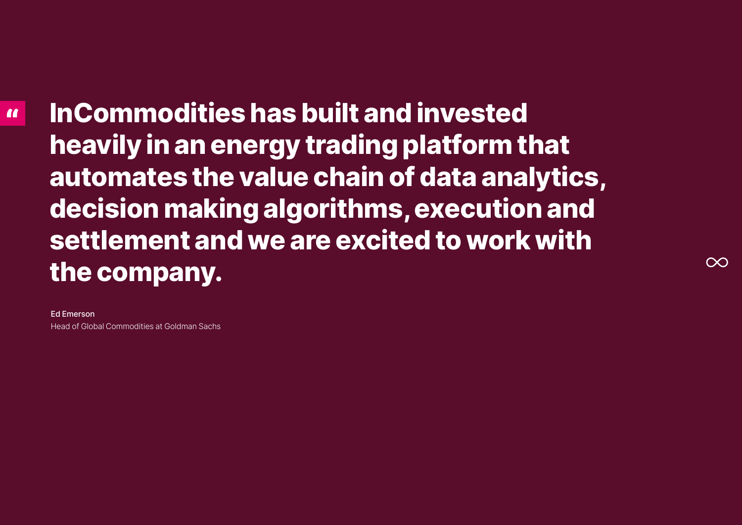> **InCommodities has built and invested heavily in an energy trading platform that automates the value chain of data analytics, decision making algorithms, execution and settlement and we are excited to work with the company.**

**Ed Emerson**
Head of Global Commodities at Goldman Sachs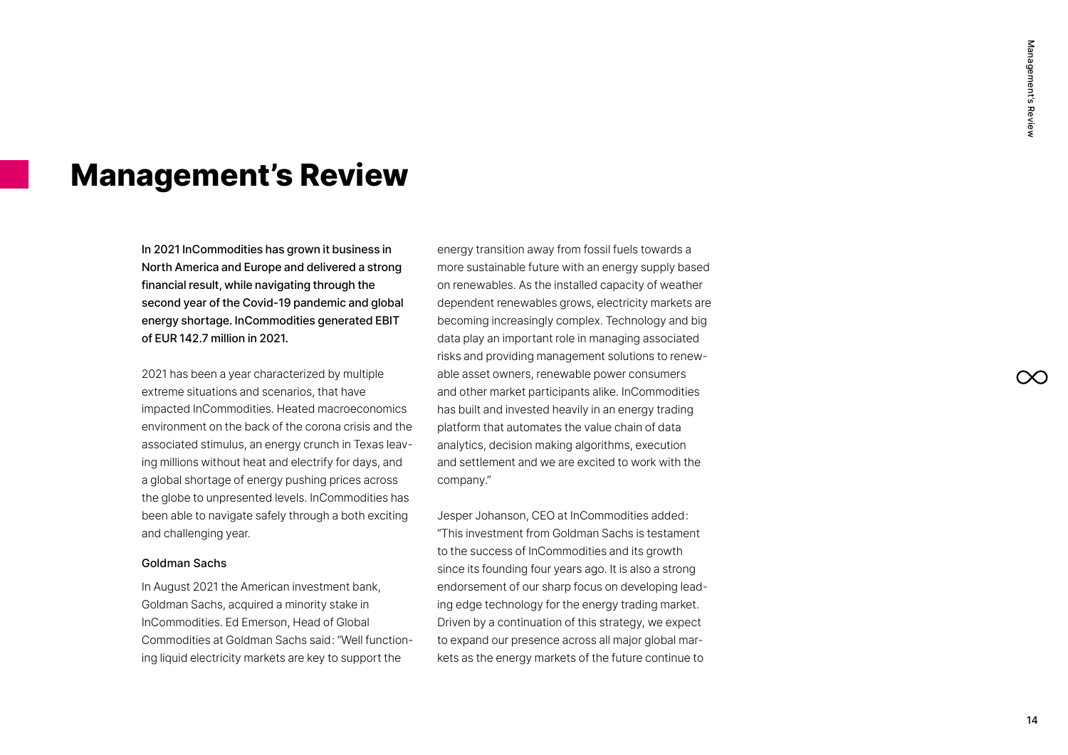# Management's Review

**In 2021 InCommodities has grown it business in North America and Europe and delivered a strong financial result, while navigating through the second year of the Covid-19 pandemic and global energy shortage. InCommodities generated EBIT of EUR 142.7 million in 2021.**

2021 has been a year characterized by multiple extreme situations and scenarios, that have impacted InCommodities. Heated macroeconomics environment on the back of the corona crisis and the associated stimulus, an energy crunch in Texas leaving millions without heat and electrify for days, and a global shortage of energy pushing prices across the globe to unpresented levels. InCommodities has been able to navigate safely through a both exciting and challenging year.

### Goldman Sachs

In August 2021 the American investment bank, Goldman Sachs, acquired a minority stake in InCommodities. Ed Emerson, Head of Global Commodities at Goldman Sachs said: "Well functioning liquid electricity markets are key to support the energy transition away from fossil fuels towards a more sustainable future with an energy supply based on renewables. As the installed capacity of weather dependent renewables grows, electricity markets are becoming increasingly complex. Technology and big data play an important role in managing associated risks and providing management solutions to renewable asset owners, renewable power consumers and other market participants alike. InCommodities has built and invested heavily in an energy trading platform that automates the value chain of data analytics, decision making algorithms, execution and settlement and we are excited to work with the company."

Jesper Johanson, CEO at InCommodities added: "This investment from Goldman Sachs is testament to the success of InCommodities and its growth since its founding four years ago. It is also a strong endorsement of our sharp focus on developing leading edge technology for the energy trading market. Driven by a continuation of this strategy, we expect to expand our presence across all major global markets as the energy markets of the future continue to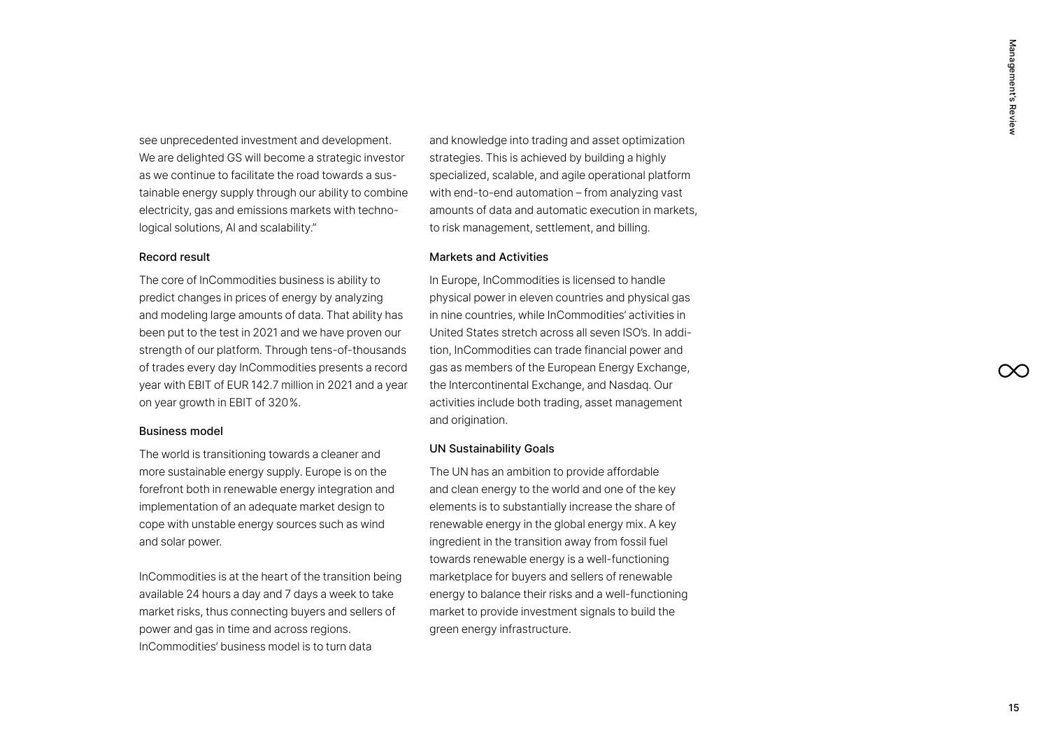see unprecedented investment and development. We are delighted GS will become a strategic investor as we continue to facilitate the road towards a sustainable energy supply through our ability to combine electricity, gas and emissions markets with technological solutions, AI and scalability."

### Record result

The core of InCommodities business is ability to predict changes in prices of energy by analyzing and modeling large amounts of data. That ability has been put to the test in 2021 and we have proven our strength of our platform. Through tens-of-thousands of trades every day InCommodities presents a record year with EBIT of EUR 142.7 million in 2021 and a year on year growth in EBIT of 320%.

### Business model

The world is transitioning towards a cleaner and more sustainable energy supply. Europe is on the forefront both in renewable energy integration and implementation of an adequate market design to cope with unstable energy sources such as wind and solar power.

InCommodities is at the heart of the transition being available 24 hours a day and 7 days a week to take market risks, thus connecting buyers and sellers of power and gas in time and across regions. InCommodities' business model is to turn data and knowledge into trading and asset optimization strategies. This is achieved by building a highly specialized, scalable, and agile operational platform with end-to-end automation – from analyzing vast amounts of data and automatic execution in markets, to risk management, settlement, and billing.

### Markets and Activities

In Europe, InCommodities is licensed to handle physical power in eleven countries and physical gas in nine countries, while InCommodities' activities in United States stretch across all seven ISO's. In addition, InCommodities can trade financial power and gas as members of the European Energy Exchange, the Intercontinental Exchange, and Nasdaq. Our activities include both trading, asset management and origination.

### UN Sustainability Goals

The UN has an ambition to provide affordable and clean energy to the world and one of the key elements is to substantially increase the share of renewable energy in the global energy mix. A key ingredient in the transition away from fossil fuel towards renewable energy is a well-functioning marketplace for buyers and sellers of renewable energy to balance their risks and a well-functioning market to provide investment signals to build the green energy infrastructure.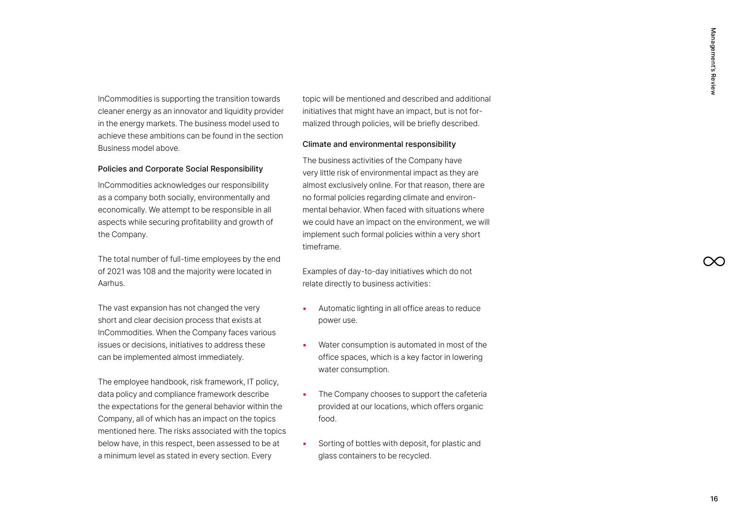InCommodities is supporting the transition towards cleaner energy as an innovator and liquidity provider in the energy markets. The business model used to achieve these ambitions can be found in the section Business model above.

### Policies and Corporate Social Responsibility

InCommodities acknowledges our responsibility as a company both socially, environmentally and economically. We attempt to be responsible in all aspects while securing profitability and growth of the Company.

The total number of full-time employees by the end of 2021 was 108 and the majority were located in Aarhus.

The vast expansion has not changed the very short and clear decision process that exists at InCommodities. When the Company faces various issues or decisions, initiatives to address these can be implemented almost immediately.

The employee handbook, risk framework, IT policy, data policy and compliance framework describe the expectations for the general behavior within the Company, all of which has an impact on the topics mentioned here. The risks associated with the topics below have, in this respect, been assessed to be at a minimum level as stated in every section. Every topic will be mentioned and described and additional initiatives that might have an impact, but is not formalized through policies, will be briefly described.

### Climate and environmental responsibility

The business activities of the Company have very little risk of environmental impact as they are almost exclusively online. For that reason, there are no formal policies regarding climate and environmental behavior. When faced with situations where we could have an impact on the environment, we will implement such formal policies within a very short timeframe.

Examples of day-to-day initiatives which do not relate directly to business activities:

- Automatic lighting in all office areas to reduce power use.
- Water consumption is automated in most of the office spaces, which is a key factor in lowering water consumption.
- The Company chooses to support the cafeteria provided at our locations, which offers organic food.
- Sorting of bottles with deposit, for plastic and glass containers to be recycled.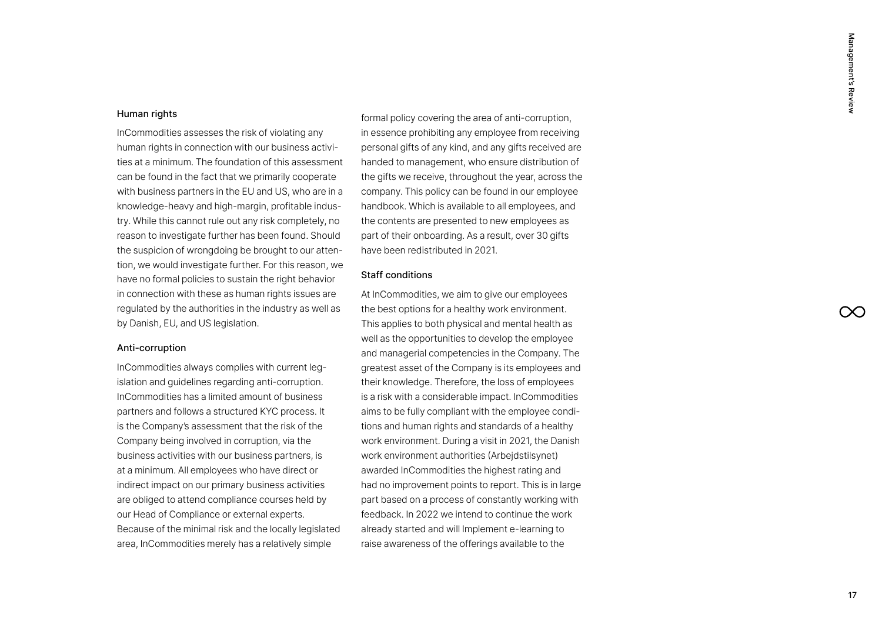### Human rights

InCommodities assesses the risk of violating any human rights in connection with our business activities at a minimum. The foundation of this assessment can be found in the fact that we primarily cooperate with business partners in the EU and US, who are in a knowledge-heavy and high-margin, profitable industry. While this cannot rule out any risk completely, no reason to investigate further has been found. Should the suspicion of wrongdoing be brought to our attention, we would investigate further. For this reason, we have no formal policies to sustain the right behavior in connection with these as human rights issues are regulated by the authorities in the industry as well as by Danish, EU, and US legislation.

### Anti-corruption

InCommodities always complies with current legislation and guidelines regarding anti-corruption. InCommodities has a limited amount of business partners and follows a structured KYC process. It is the Company's assessment that the risk of the Company being involved in corruption, via the business activities with our business partners, is at a minimum. All employees who have direct or indirect impact on our primary business activities are obliged to attend compliance courses held by our Head of Compliance or external experts. Because of the minimal risk and the locally legislated area, InCommodities merely has a relatively simple formal policy covering the area of anti-corruption, in essence prohibiting any employee from receiving personal gifts of any kind, and any gifts received are handed to management, who ensure distribution of the gifts we receive, throughout the year, across the company. This policy can be found in our employee handbook. Which is available to all employees, and the contents are presented to new employees as part of their onboarding. As a result, over 30 gifts have been redistributed in 2021.

### Staff conditions

At InCommodities, we aim to give our employees the best options for a healthy work environment. This applies to both physical and mental health as well as the opportunities to develop the employee and managerial competencies in the Company. The greatest asset of the Company is its employees and their knowledge. Therefore, the loss of employees is a risk with a considerable impact. InCommodities aims to be fully compliant with the employee conditions and human rights and standards of a healthy work environment. During a visit in 2021, the Danish work environment authorities (Arbejdstilsynet) awarded InCommodities the highest rating and had no improvement points to report. This is in large part based on a process of constantly working with feedback. In 2022 we intend to continue the work already started and will Implement e-learning to raise awareness of the offerings available to the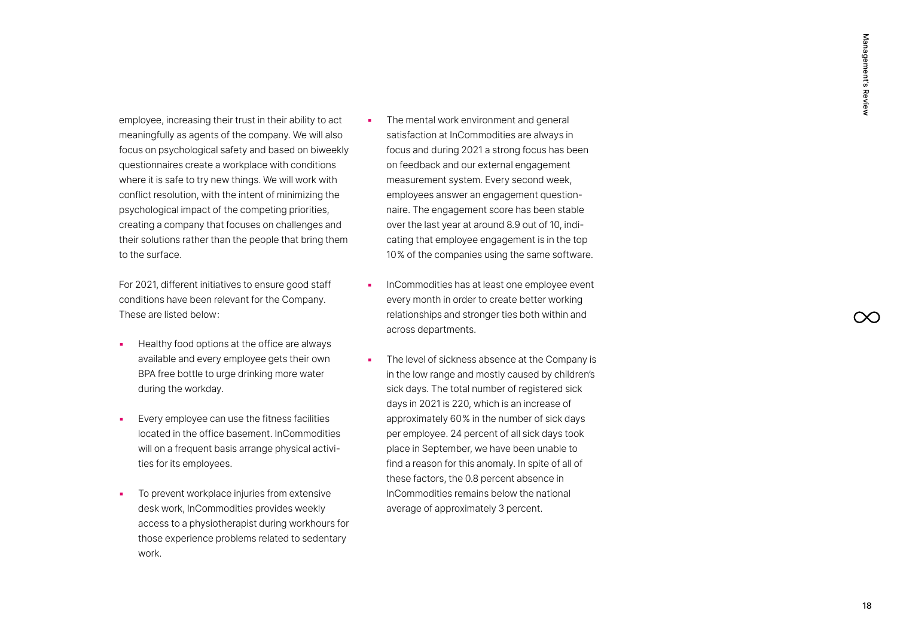employee, increasing their trust in their ability to act meaningfully as agents of the company. We will also focus on psychological safety and based on biweekly questionnaires create a workplace with conditions where it is safe to try new things. We will work with conflict resolution, with the intent of minimizing the psychological impact of the competing priorities, creating a company that focuses on challenges and their solutions rather than the people that bring them to the surface.

For 2021, different initiatives to ensure good staff conditions have been relevant for the Company. These are listed below:

- Healthy food options at the office are always available and every employee gets their own BPA free bottle to urge drinking more water during the workday.
- Every employee can use the fitness facilities located in the office basement. InCommodities will on a frequent basis arrange physical activities for its employees.
- To prevent workplace injuries from extensive desk work, InCommodities provides weekly access to a physiotherapist during workhours for those experience problems related to sedentary work.
- The mental work environment and general satisfaction at InCommodities are always in focus and during 2021 a strong focus has been on feedback and our external engagement measurement system. Every second week, employees answer an engagement questionnaire. The engagement score has been stable over the last year at around 8.9 out of 10, indicating that employee engagement is in the top 10% of the companies using the same software.
- InCommodities has at least one employee event every month in order to create better working relationships and stronger ties both within and across departments.
- The level of sickness absence at the Company is in the low range and mostly caused by children's sick days. The total number of registered sick days in 2021 is 220, which is an increase of approximately 60% in the number of sick days per employee. 24 percent of all sick days took place in September, we have been unable to find a reason for this anomaly. In spite of all of these factors, the 0.8 percent absence in InCommodities remains below the national average of approximately 3 percent.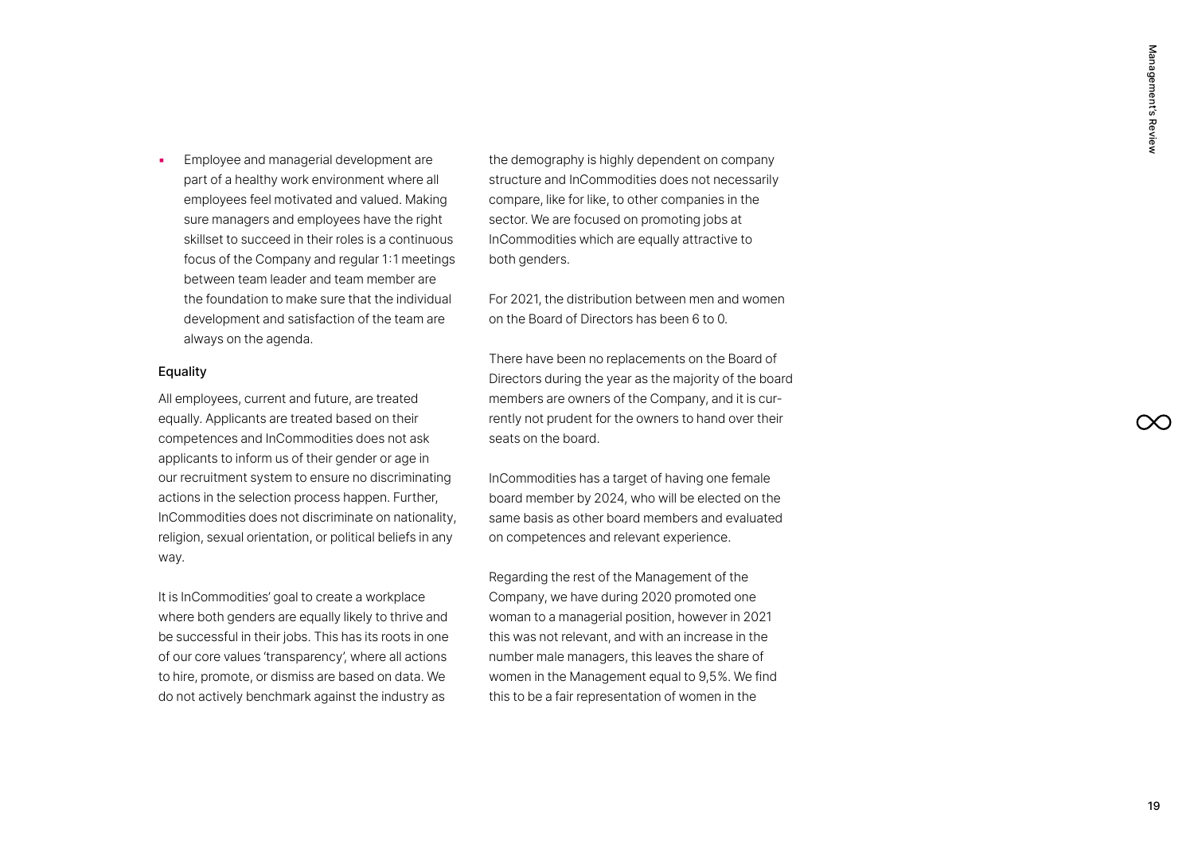- Employee and managerial development are part of a healthy work environment where all employees feel motivated and valued. Making sure managers and employees have the right skillset to succeed in their roles is a continuous focus of the Company and regular 1:1 meetings between team leader and team member are the foundation to make sure that the individual development and satisfaction of the team are always on the agenda.

### Equality

All employees, current and future, are treated equally. Applicants are treated based on their competences and InCommodities does not ask applicants to inform us of their gender or age in our recruitment system to ensure no discriminating actions in the selection process happen. Further, InCommodities does not discriminate on nationality, religion, sexual orientation, or political beliefs in any way.

It is InCommodities' goal to create a workplace where both genders are equally likely to thrive and be successful in their jobs. This has its roots in one of our core values 'transparency', where all actions to hire, promote, or dismiss are based on data. We do not actively benchmark against the industry as the demography is highly dependent on company structure and InCommodities does not necessarily compare, like for like, to other companies in the sector. We are focused on promoting jobs at InCommodities which are equally attractive to both genders.

For 2021, the distribution between men and women on the Board of Directors has been 6 to 0.

There have been no replacements on the Board of Directors during the year as the majority of the board members are owners of the Company, and it is currently not prudent for the owners to hand over their seats on the board.

InCommodities has a target of having one female board member by 2024, who will be elected on the same basis as other board members and evaluated on competences and relevant experience.

Regarding the rest of the Management of the Company, we have during 2020 promoted one woman to a managerial position, however in 2021 this was not relevant, and with an increase in the number male managers, this leaves the share of women in the Management equal to 9,5%. We find this to be a fair representation of women in the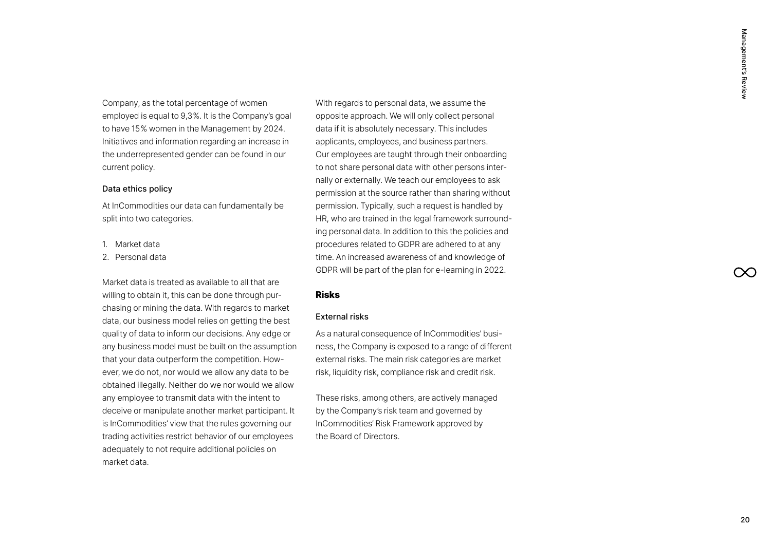Company, as the total percentage of women employed is equal to 9,3%. It is the Company's goal to have 15% women in the Management by 2024. Initiatives and information regarding an increase in the underrepresented gender can be found in our current policy.

### Data ethics policy

At InCommodities our data can fundamentally be split into two categories.

1. Market data
2. Personal data

Market data is treated as available to all that are willing to obtain it, this can be done through purchasing or mining the data. With regards to market data, our business model relies on getting the best quality of data to inform our decisions. Any edge or any business model must be built on the assumption that your data outperform the competition. However, we do not, nor would we allow any data to be obtained illegally. Neither do we nor would we allow any employee to transmit data with the intent to deceive or manipulate another market participant. It is InCommodities' view that the rules governing our trading activities restrict behavior of our employees adequately to not require additional policies on market data.

With regards to personal data, we assume the opposite approach. We will only collect personal data if it is absolutely necessary. This includes applicants, employees, and business partners. Our employees are taught through their onboarding to not share personal data with other persons internally or externally. We teach our employees to ask permission at the source rather than sharing without permission. Typically, such a request is handled by HR, who are trained in the legal framework surrounding personal data. In addition to this the policies and procedures related to GDPR are adhered to at any time. An increased awareness of and knowledge of GDPR will be part of the plan for e-learning in 2022.

## Risks

### External risks

As a natural consequence of InCommodities' business, the Company is exposed to a range of different external risks. The main risk categories are market risk, liquidity risk, compliance risk and credit risk.

These risks, among others, are actively managed by the Company's risk team and governed by InCommodities' Risk Framework approved by the Board of Directors.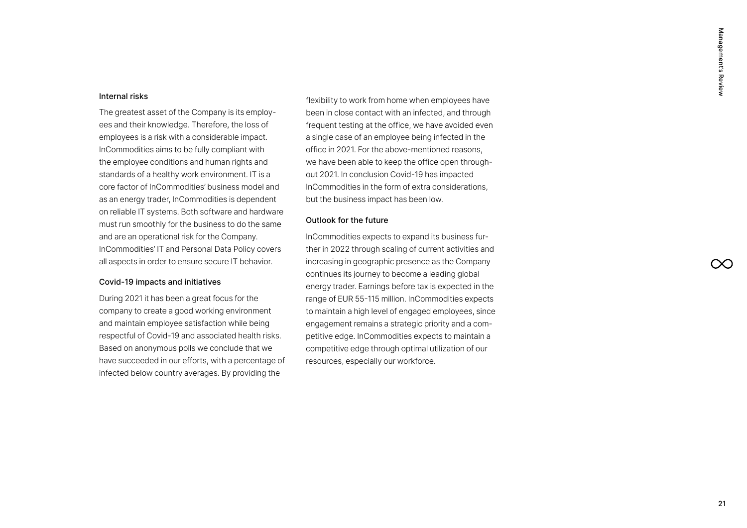### Internal risks

The greatest asset of the Company is its employees and their knowledge. Therefore, the loss of employees is a risk with a considerable impact. InCommodities aims to be fully compliant with the employee conditions and human rights and standards of a healthy work environment. IT is a core factor of InCommodities' business model and as an energy trader, InCommodities is dependent on reliable IT systems. Both software and hardware must run smoothly for the business to do the same and are an operational risk for the Company. InCommodities' IT and Personal Data Policy covers all aspects in order to ensure secure IT behavior.

### Covid-19 impacts and initiatives

During 2021 it has been a great focus for the company to create a good working environment and maintain employee satisfaction while being respectful of Covid-19 and associated health risks. Based on anonymous polls we conclude that we have succeeded in our efforts, with a percentage of infected below country averages. By providing the flexibility to work from home when employees have been in close contact with an infected, and through frequent testing at the office, we have avoided even a single case of an employee being infected in the office in 2021. For the above-mentioned reasons, we have been able to keep the office open throughout 2021. In conclusion Covid-19 has impacted InCommodities in the form of extra considerations, but the business impact has been low.

### Outlook for the future

InCommodities expects to expand its business further in 2022 through scaling of current activities and increasing in geographic presence as the Company continues its journey to become a leading global energy trader. Earnings before tax is expected in the range of EUR 55-115 million. InCommodities expects to maintain a high level of engaged employees, since engagement remains a strategic priority and a competitive edge. InCommodities expects to maintain a competitive edge through optimal utilization of our resources, especially our workforce.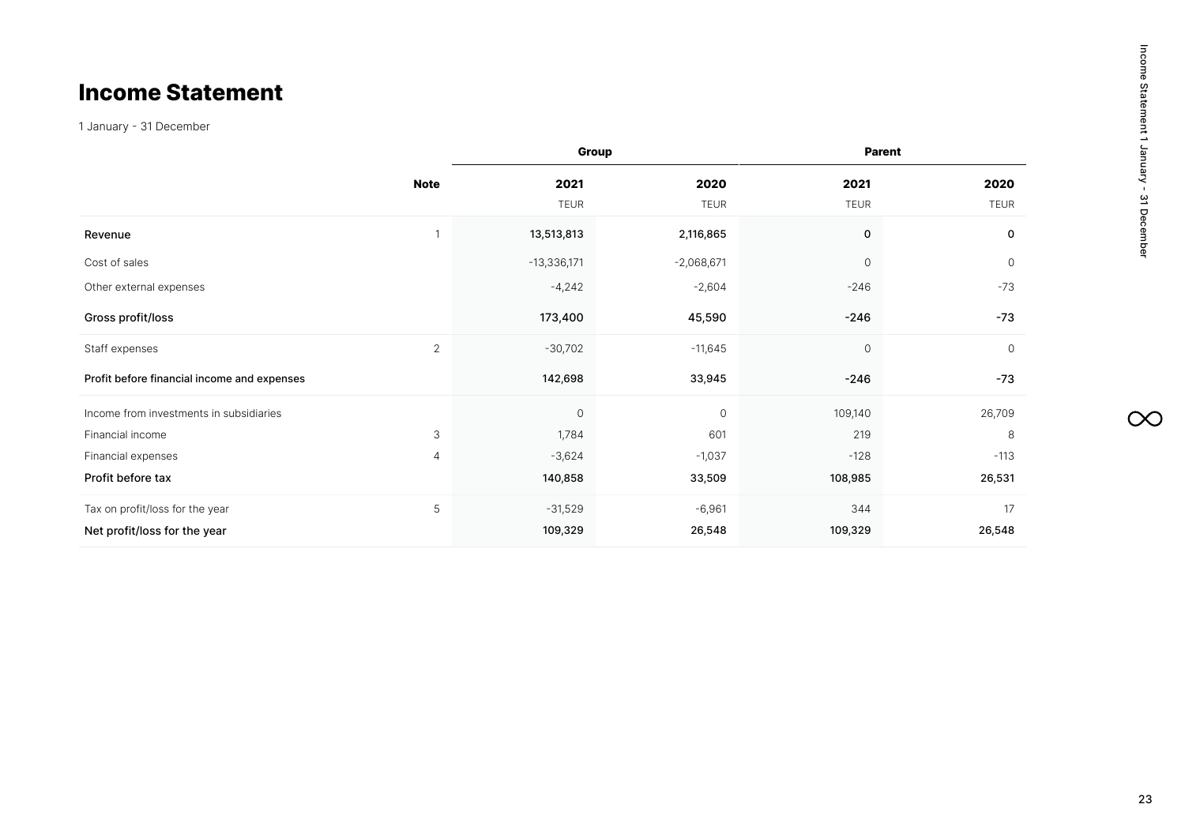# Income Statement

1 January - 31 December

| | Note | Group | | Parent | |
|---|---|---|---|---|---|
| | | 2021 | 2020 | 2021 | 2020 |
| | | TEUR | TEUR | TEUR | TEUR |
| Revenue | 1 | 13,513,813 | 2,116,865 | 0 | 0 |
| Cost of sales | | -13,336,171 | -2,068,671 | 0 | 0 |
| Other external expenses | | -4,242 | -2,604 | -246 | -73 |
| **Gross profit/loss** | | **173,400** | **45,590** | **-246** | **-73** |
| Staff expenses | 2 | -30,702 | -11,645 | 0 | 0 |
| **Profit before financial income and expenses** | | **142,698** | **33,945** | **-246** | **-73** |
| Income from investments in subsidiaries | | 0 | 0 | 109,140 | 26,709 |
| Financial income | 3 | 1,784 | 601 | 219 | 8 |
| Financial expenses | 4 | -3,624 | -1,037 | -128 | -113 |
| **Profit before tax** | | **140,858** | **33,509** | **108,985** | **26,531** |
| Tax on profit/loss for the year | 5 | -31,529 | -6,961 | 344 | 17 |
| **Net profit/loss for the year** | | **109,329** | **26,548** | **109,329** | **26,548** |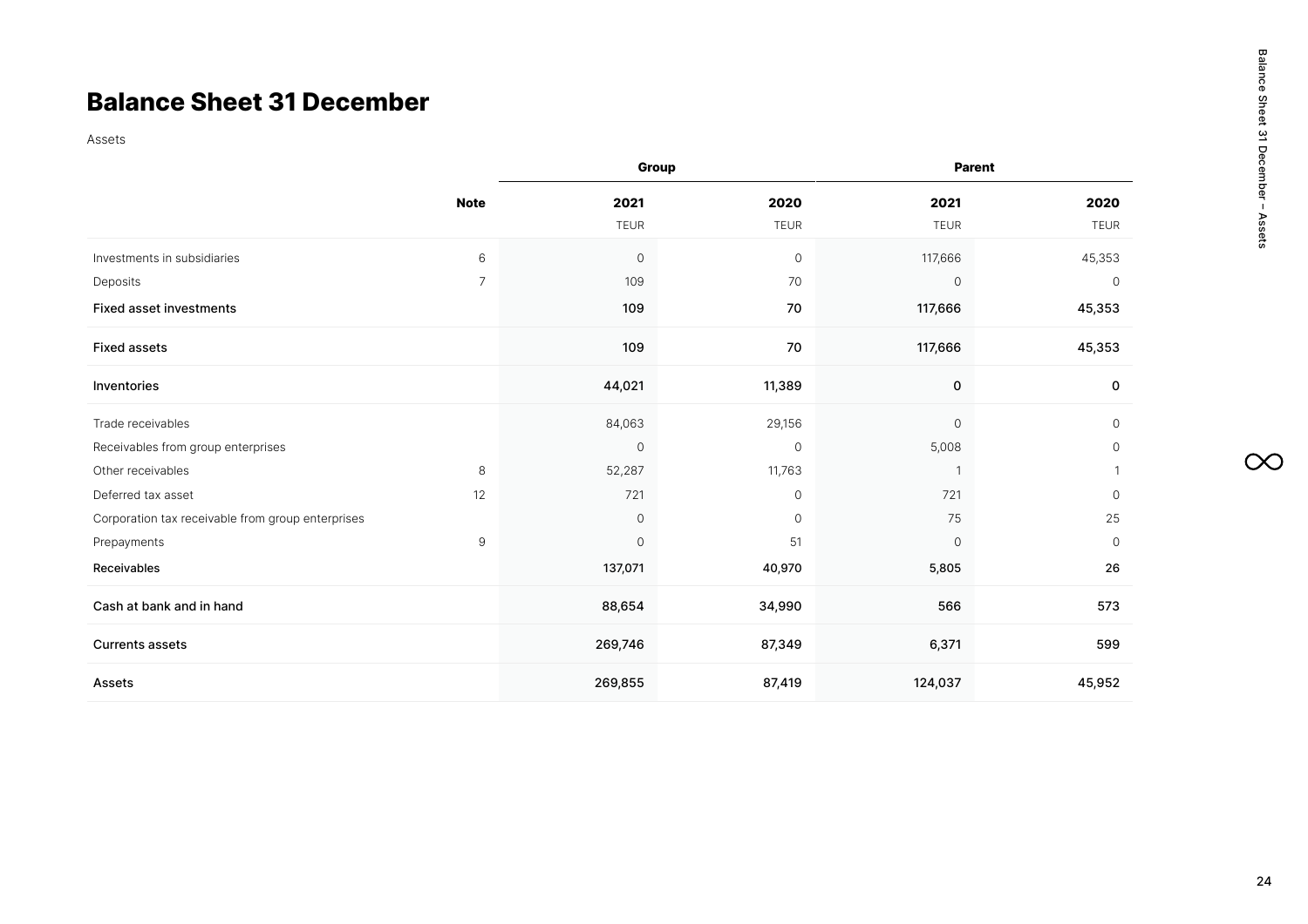# Balance Sheet 31 December

Assets

| | Note | Group | | Parent | |
|---|---|---|---|---|---|
| | | 2021 | 2020 | 2021 | 2020 |
| | | TEUR | TEUR | TEUR | TEUR |
| Investments in subsidiaries | 6 | 0 | 0 | 117,666 | 45,353 |
| Deposits | 7 | 109 | 70 | 0 | 0 |
| **Fixed asset investments** | | **109** | **70** | **117,666** | **45,353** |
| **Fixed assets** | | **109** | **70** | **117,666** | **45,353** |
| **Inventories** | | **44,021** | **11,389** | **0** | **0** |
| Trade receivables | | 84,063 | 29,156 | 0 | 0 |
| Receivables from group enterprises | | 0 | 0 | 5,008 | 0 |
| Other receivables | 8 | 52,287 | 11,763 | 1 | 1 |
| Deferred tax asset | 12 | 721 | 0 | 721 | 0 |
| Corporation tax receivable from group enterprises | | 0 | 0 | 75 | 25 |
| Prepayments | 9 | 0 | 51 | 0 | 0 |
| **Receivables** | | **137,071** | **40,970** | **5,805** | **26** |
| **Cash at bank and in hand** | | **88,654** | **34,990** | **566** | **573** |
| **Currents assets** | | **269,746** | **87,349** | **6,371** | **599** |
| **Assets** | | **269,855** | **87,419** | **124,037** | **45,952** |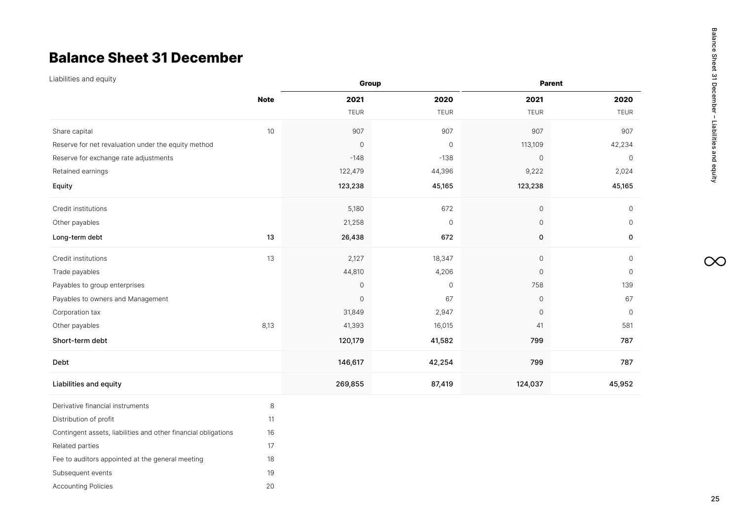# Balance Sheet 31 December

Liabilities and equity

| | Note | Group | | Parent | |
|---|---|---|---|---|---|
| | | **2021** | **2020** | **2021** | **2020** |
| | | TEUR | TEUR | TEUR | TEUR |
| Share capital | 10 | 907 | 907 | 907 | 907 |
| Reserve for net revaluation under the equity method | | 0 | 0 | 113,109 | 42,234 |
| Reserve for exchange rate adjustments | | -148 | -138 | 0 | 0 |
| Retained earnings | | 122,479 | 44,396 | 9,222 | 2,024 |
| **Equity** | | **123,238** | **45,165** | **123,238** | **45,165** |
| Credit institutions | | 5,180 | 672 | 0 | 0 |
| Other payables | | 21,258 | 0 | 0 | 0 |
| **Long-term debt** | **13** | **26,438** | **672** | **0** | **0** |
| Credit institutions | 13 | 2,127 | 18,347 | 0 | 0 |
| Trade payables | | 44,810 | 4,206 | 0 | 0 |
| Payables to group enterprises | | 0 | 0 | 758 | 139 |
| Payables to owners and Management | | 0 | 67 | 0 | 67 |
| Corporation tax | | 31,849 | 2,947 | 0 | 0 |
| Other payables | 8,13 | 41,393 | 16,015 | 41 | 581 |
| **Short-term debt** | | **120,179** | **41,582** | **799** | **787** |
| **Debt** | | **146,617** | **42,254** | **799** | **787** |
| **Liabilities and equity** | | **269,855** | **87,419** | **124,037** | **45,952** |

| | Note |
|---|---|
| Derivative financial instruments | 8 |
| Distribution of profit | 11 |
| Contingent assets, liabilities and other financial obligations | 16 |
| Related parties | 17 |
| Fee to auditors appointed at the general meeting | 18 |
| Subsequent events | 19 |
| Accounting Policies | 20 |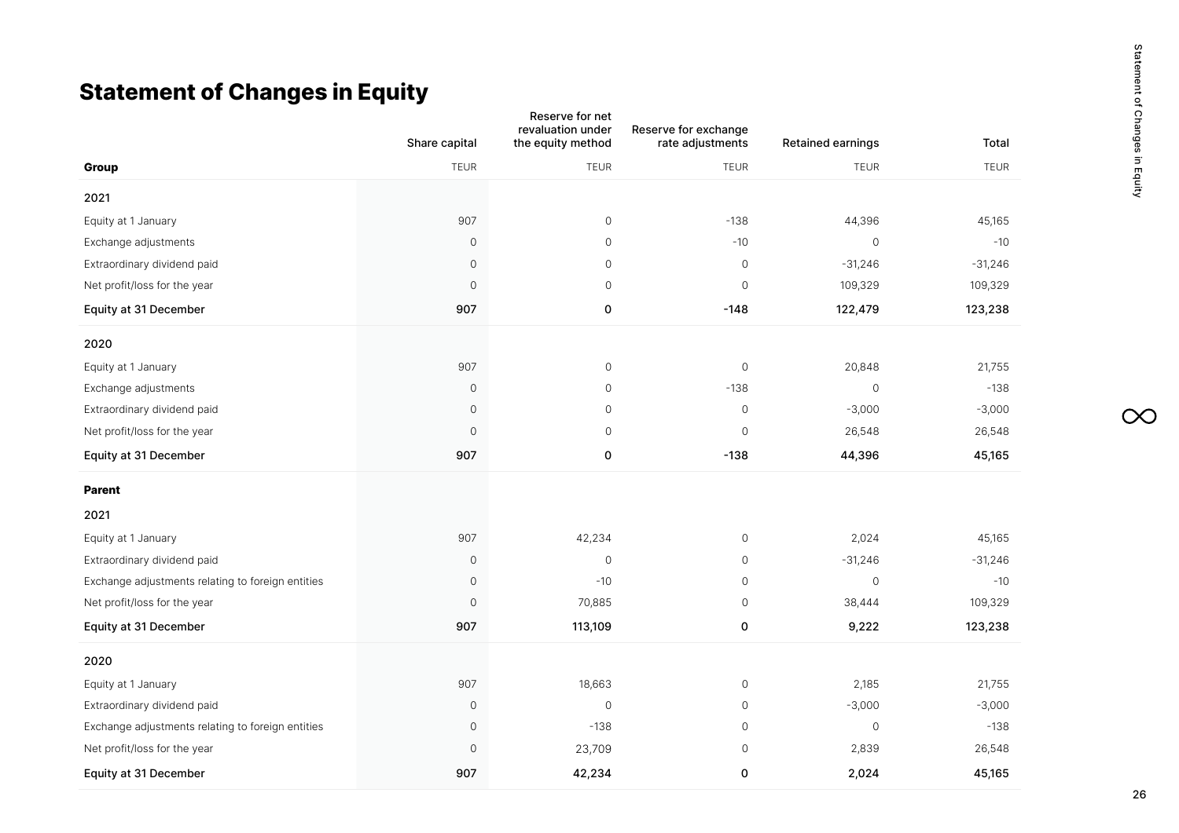# Statement of Changes in Equity

| Group | Share capital | Reserve for net revaluation under the equity method | Reserve for exchange rate adjustments | Retained earnings | Total |
|---|---|---|---|---|---|
| | TEUR | TEUR | TEUR | TEUR | TEUR |
| 2021 | | | | | |
| Equity at 1 January | 907 | 0 | -138 | 44,396 | 45,165 |
| Exchange adjustments | 0 | 0 | -10 | 0 | -10 |
| Extraordinary dividend paid | 0 | 0 | 0 | -31,246 | -31,246 |
| Net profit/loss for the year | 0 | 0 | 0 | 109,329 | 109,329 |
| Equity at 31 December | 907 | 0 | -148 | 122,479 | 123,238 |
| 2020 | | | | | |
| Equity at 1 January | 907 | 0 | 0 | 20,848 | 21,755 |
| Exchange adjustments | 0 | 0 | -138 | 0 | -138 |
| Extraordinary dividend paid | 0 | 0 | 0 | -3,000 | -3,000 |
| Net profit/loss for the year | 0 | 0 | 0 | 26,548 | 26,548 |
| Equity at 31 December | 907 | 0 | -138 | 44,396 | 45,165 |
| **Parent** | | | | | |
| 2021 | | | | | |
| Equity at 1 January | 907 | 42,234 | 0 | 2,024 | 45,165 |
| Extraordinary dividend paid | 0 | 0 | 0 | -31,246 | -31,246 |
| Exchange adjustments relating to foreign entities | 0 | -10 | 0 | 0 | -10 |
| Net profit/loss for the year | 0 | 70,885 | 0 | 38,444 | 109,329 |
| Equity at 31 December | 907 | 113,109 | 0 | 9,222 | 123,238 |
| 2020 | | | | | |
| Equity at 1 January | 907 | 18,663 | 0 | 2,185 | 21,755 |
| Extraordinary dividend paid | 0 | 0 | 0 | -3,000 | -3,000 |
| Exchange adjustments relating to foreign entities | 0 | -138 | 0 | 0 | -138 |
| Net profit/loss for the year | 0 | 23,709 | 0 | 2,839 | 26,548 |
| Equity at 31 December | 907 | 42,234 | 0 | 2,024 | 45,165 |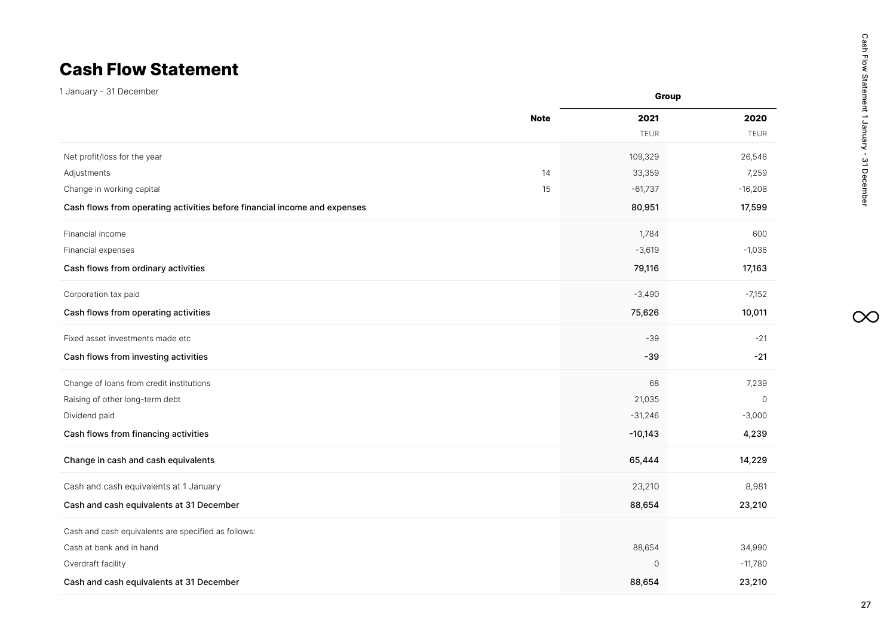# Cash Flow Statement

1 January - 31 December

| | Note | Group | |
|---|---|---|---|
| | | **2021** | **2020** |
| | | TEUR | TEUR |
| Net profit/loss for the year | | 109,329 | 26,548 |
| Adjustments | 14 | 33,359 | 7,259 |
| Change in working capital | 15 | -61,737 | -16,208 |
| Cash flows from operating activities before financial income and expenses | | 80,951 | 17,599 |
| Financial income | | 1,784 | 600 |
| Financial expenses | | -3,619 | -1,036 |
| Cash flows from ordinary activities | | 79,116 | 17,163 |
| Corporation tax paid | | -3,490 | -7,152 |
| Cash flows from operating activities | | 75,626 | 10,011 |
| Fixed asset investments made etc | | -39 | -21 |
| Cash flows from investing activities | | -39 | -21 |
| Change of loans from credit institutions | | 68 | 7,239 |
| Raising of other long-term debt | | 21,035 | 0 |
| Dividend paid | | -31,246 | -3,000 |
| Cash flows from financing activities | | -10,143 | 4,239 |
| Change in cash and cash equivalents | | 65,444 | 14,229 |
| Cash and cash equivalents at 1 January | | 23,210 | 8,981 |
| Cash and cash equivalents at 31 December | | 88,654 | 23,210 |
| Cash and cash equivalents are specified as follows: | | | |
| Cash at bank and in hand | | 88,654 | 34,990 |
| Overdraft facility | | 0 | -11,780 |
| Cash and cash equivalents at 31 December | | 88,654 | 23,210 |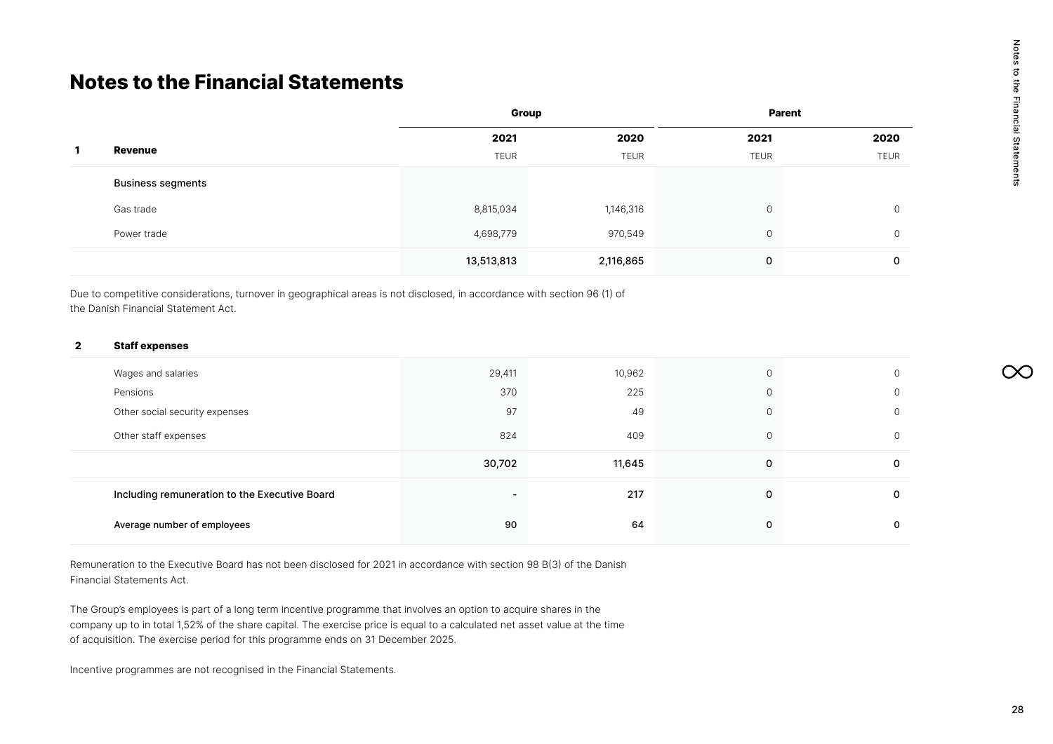# Notes to the Financial Statements

| | | Group | | Parent | |
|---|---|---|---|---|---|
| | | 2021 | 2020 | 2021 | 2020 |
| **1** | **Revenue** | TEUR | TEUR | TEUR | TEUR |
| | Business segments | | | | |
| | Gas trade | 8,815,034 | 1,146,316 | 0 | 0 |
| | Power trade | 4,698,779 | 970,549 | 0 | 0 |
| | | 13,513,813 | 2,116,865 | 0 | 0 |

Due to competitive considerations, turnover in geographical areas is not disclosed, in accordance with section 96 (1) of the Danish Financial Statement Act.

| | | Group 2021 | Group 2020 | Parent 2021 | Parent 2020 |
|---|---|---|---|---|---|
| **2** | **Staff expenses** | | | | |
| | Wages and salaries | 29,411 | 10,962 | 0 | 0 |
| | Pensions | 370 | 225 | 0 | 0 |
| | Other social security expenses | 97 | 49 | 0 | 0 |
| | Other staff expenses | 824 | 409 | 0 | 0 |
| | | 30,702 | 11,645 | 0 | 0 |
| | Including remuneration to the Executive Board | - | 217 | 0 | 0 |
| | Average number of employees | 90 | 64 | 0 | 0 |

Remuneration to the Executive Board has not been disclosed for 2021 in accordance with section 98 B(3) of the Danish Financial Statements Act.

The Group's employees is part of a long term incentive programme that involves an option to acquire shares in the company up to in total 1,52% of the share capital. The exercise price is equal to a calculated net asset value at the time of acquisition. The exercise period for this programme ends on 31 December 2025.

Incentive programmes are not recognised in the Financial Statements.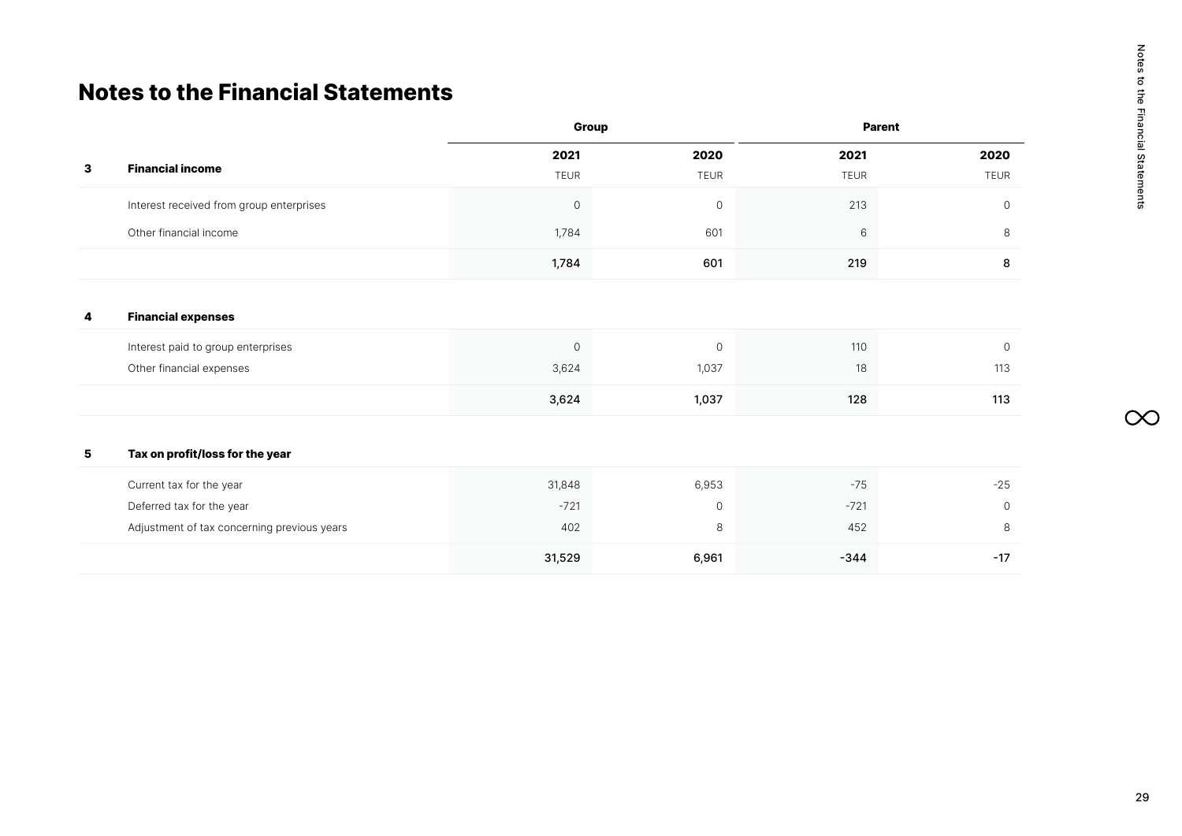# Notes to the Financial Statements

| | | Group | | Parent | |
|---|---|---|---|---|---|
| | | 2021 | 2020 | 2021 | 2020 |
| **3** | **Financial income** | TEUR | TEUR | TEUR | TEUR |
| | Interest received from group enterprises | 0 | 0 | 213 | 0 |
| | Other financial income | 1,784 | 601 | 6 | 8 |
| | | 1,784 | 601 | 219 | 8 |
| **4** | **Financial expenses** | | | | |
| | Interest paid to group enterprises | 0 | 0 | 110 | 0 |
| | Other financial expenses | 3,624 | 1,037 | 18 | 113 |
| | | 3,624 | 1,037 | 128 | 113 |
| **5** | **Tax on profit/loss for the year** | | | | |
| | Current tax for the year | 31,848 | 6,953 | -75 | -25 |
| | Deferred tax for the year | -721 | 0 | -721 | 0 |
| | Adjustment of tax concerning previous years | 402 | 8 | 452 | 8 |
| | | 31,529 | 6,961 | -344 | -17 |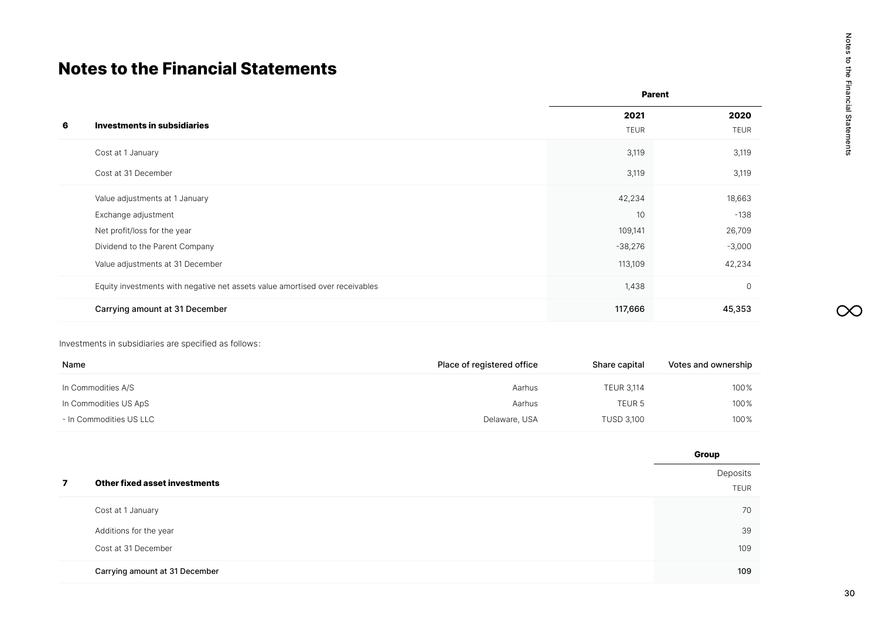# Notes to the Financial Statements

| | | Parent | |
|---|---|---|---|
| | | 2021 | 2020 |
| **6** | **Investments in subsidiaries** | TEUR | TEUR |
| | Cost at 1 January | 3,119 | 3,119 |
| | Cost at 31 December | 3,119 | 3,119 |
| | Value adjustments at 1 January | 42,234 | 18,663 |
| | Exchange adjustment | 10 | -138 |
| | Net profit/loss for the year | 109,141 | 26,709 |
| | Dividend to the Parent Company | -38,276 | -3,000 |
| | Value adjustments at 31 December | 113,109 | 42,234 |
| | Equity investments with negative net assets value amortised over receivables | 1,438 | 0 |
| | Carrying amount at 31 December | 117,666 | 45,353 |

Investments in subsidiaries are specified as follows:

| Name | Place of registered office | Share capital | Votes and ownership |
|---|---|---|---|
| In Commodities A/S | Aarhus | TEUR 3,114 | 100% |
| In Commodities US ApS | Aarhus | TEUR 5 | 100% |
| - In Commodities US LLC | Delaware, USA | TUSD 3,100 | 100% |

| | | Group |
|---|---|---|
| | | Deposits |
| **7** | **Other fixed asset investments** | TEUR |
| | Cost at 1 January | 70 |
| | Additions for the year | 39 |
| | Cost at 31 December | 109 |
| | Carrying amount at 31 December | 109 |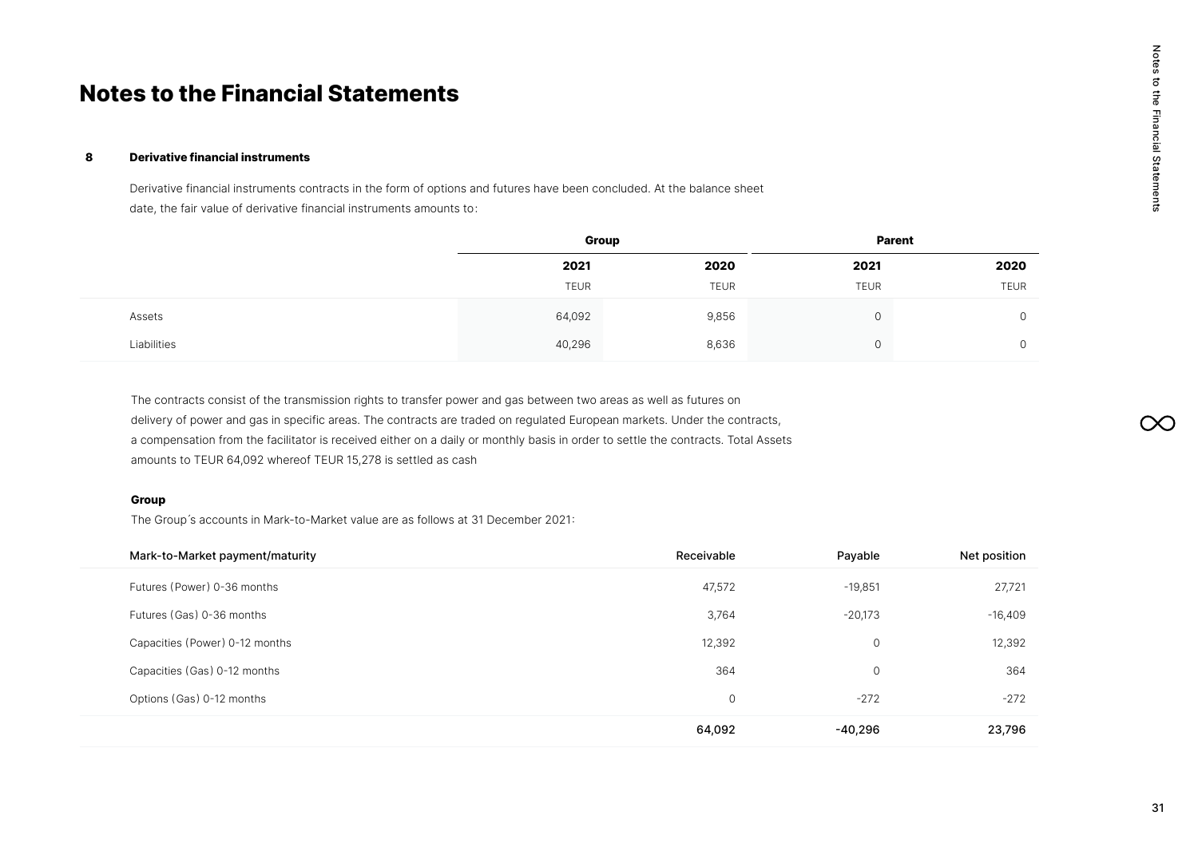# Notes to the Financial Statements

## 8 Derivative financial instruments

Derivative financial instruments contracts in the form of options and futures have been concluded. At the balance sheet date, the fair value of derivative financial instruments amounts to:

| | Group | | Parent | |
|---|---|---|---|---|
| | 2021 | 2020 | 2021 | 2020 |
| | TEUR | TEUR | TEUR | TEUR |
| Assets | 64,092 | 9,856 | 0 | 0 |
| Liabilities | 40,296 | 8,636 | 0 | 0 |

The contracts consist of the transmission rights to transfer power and gas between two areas as well as futures on delivery of power and gas in specific areas. The contracts are traded on regulated European markets. Under the contracts, a compensation from the facilitator is received either on a daily or monthly basis in order to settle the contracts. Total Assets amounts to TEUR 64,092 whereof TEUR 15,278 is settled as cash

### Group

The Group´s accounts in Mark-to-Market value are as follows at 31 December 2021:

| Mark-to-Market payment/maturity | Receivable | Payable | Net position |
|---|---|---|---|
| Futures (Power) 0-36 months | 47,572 | -19,851 | 27,721 |
| Futures (Gas) 0-36 months | 3,764 | -20,173 | -16,409 |
| Capacities (Power) 0-12 months | 12,392 | 0 | 12,392 |
| Capacities (Gas) 0-12 months | 364 | 0 | 364 |
| Options (Gas) 0-12 months | 0 | -272 | -272 |
| | 64,092 | -40,296 | 23,796 |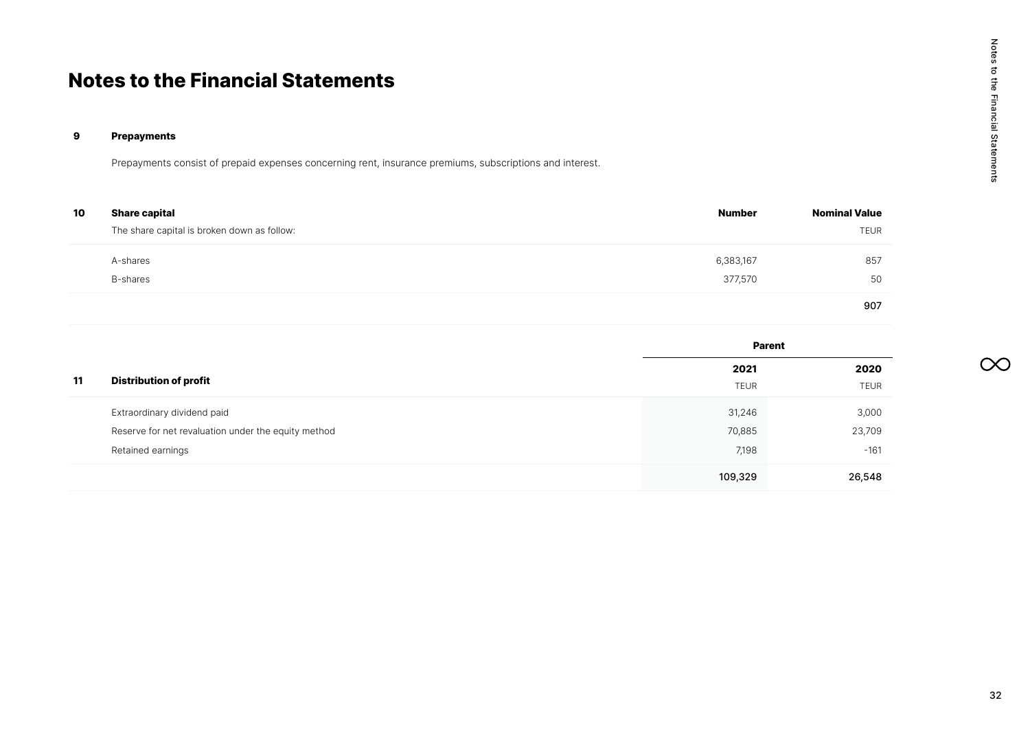# Notes to the Financial Statements

## 9 Prepayments

Prepayments consist of prepaid expenses concerning rent, insurance premiums, subscriptions and interest.

## 10 Share capital

| The share capital is broken down as follow: | Number | Nominal Value |
|---|---|---|
| | | TEUR |
| A-shares | 6,383,167 | 857 |
| B-shares | 377,570 | 50 |
| | | **907** |

## 11 Distribution of profit

| | Parent | |
|---|---|---|
| | **2021** | **2020** |
| | TEUR | TEUR |
| Extraordinary dividend paid | 31,246 | 3,000 |
| Reserve for net revaluation under the equity method | 70,885 | 23,709 |
| Retained earnings | 7,198 | -161 |
| | **109,329** | **26,548** |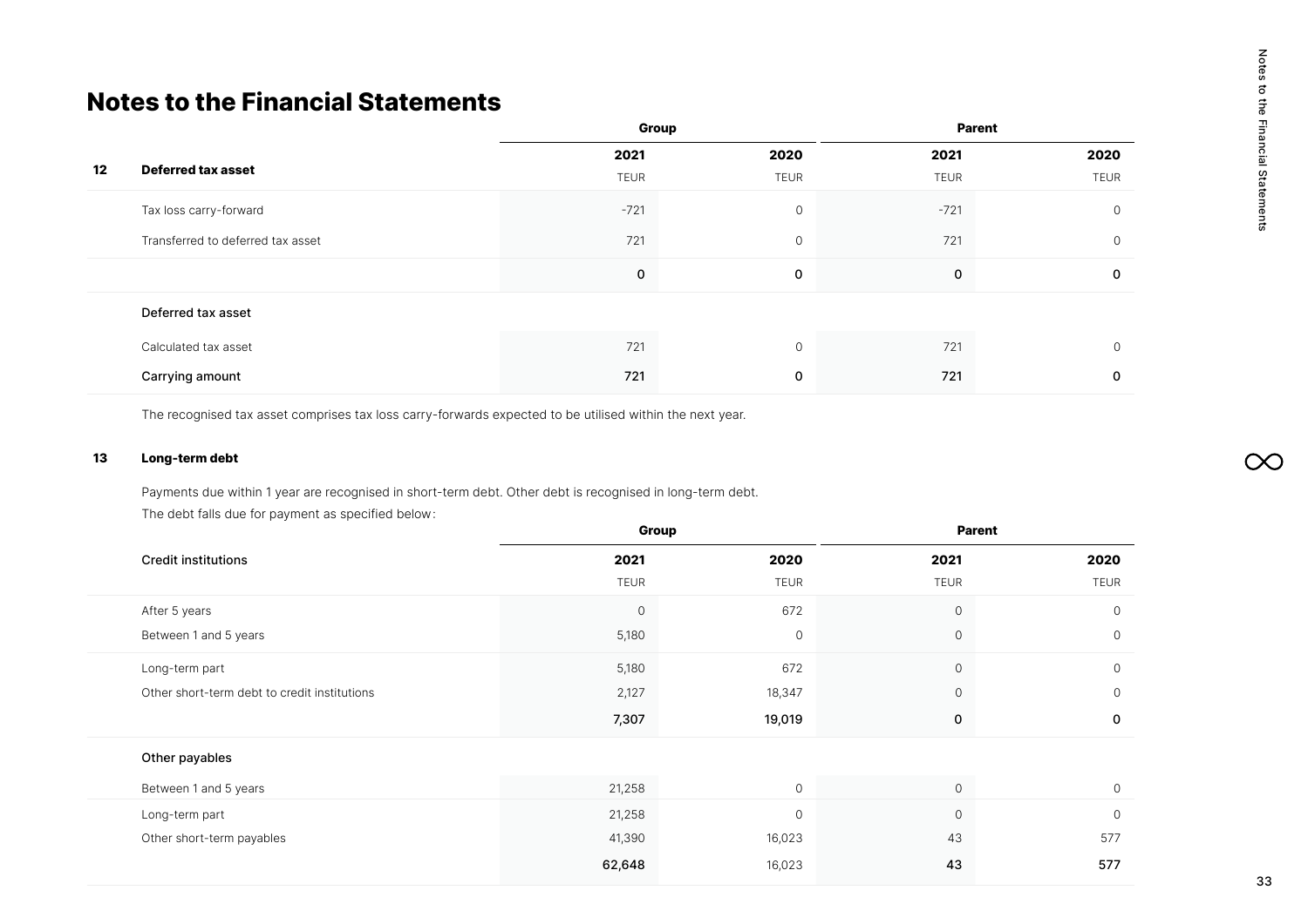# Notes to the Financial Statements

| 12 | Deferred tax asset | Group | | Parent | |
|---|---|---|---|---|---|
| | | 2021 | 2020 | 2021 | 2020 |
| | | TEUR | TEUR | TEUR | TEUR |
| | Tax loss carry-forward | -721 | 0 | -721 | 0 |
| | Transferred to deferred tax asset | 721 | 0 | 721 | 0 |
| | | **0** | **0** | **0** | **0** |
| | **Deferred tax asset** | | | | |
| | Calculated tax asset | 721 | 0 | 721 | 0 |
| | **Carrying amount** | **721** | **0** | **721** | **0** |

The recognised tax asset comprises tax loss carry-forwards expected to be utilised within the next year.

## 13 Long-term debt

Payments due within 1 year are recognised in short-term debt. Other debt is recognised in long-term debt.

The debt falls due for payment as specified below:

| Credit institutions | Group | | Parent | |
|---|---|---|---|---|
| | 2021 | 2020 | 2021 | 2020 |
| | TEUR | TEUR | TEUR | TEUR |
| After 5 years | 0 | 672 | 0 | 0 |
| Between 1 and 5 years | 5,180 | 0 | 0 | 0 |
| Long-term part | 5,180 | 672 | 0 | 0 |
| Other short-term debt to credit institutions | 2,127 | 18,347 | 0 | 0 |
| | **7,307** | **19,019** | **0** | **0** |
| **Other payables** | | | | |
| Between 1 and 5 years | 21,258 | 0 | 0 | 0 |
| Long-term part | 21,258 | 0 | 0 | 0 |
| Other short-term payables | 41,390 | 16,023 | 43 | 577 |
| | **62,648** | 16,023 | **43** | **577** |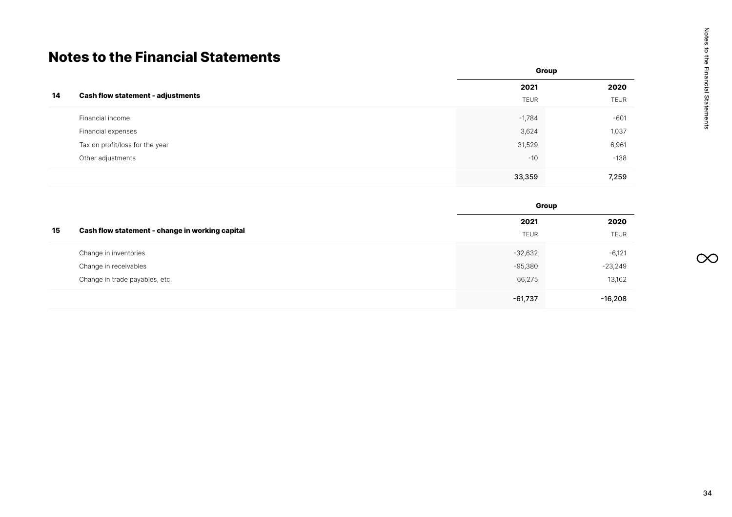# Notes to the Financial Statements

| | | Group | |
|---|---|---|---|
| | | 2021 | 2020 |
| **14** | **Cash flow statement - adjustments** | TEUR | TEUR |
| | Financial income | -1,784 | -601 |
| | Financial expenses | 3,624 | 1,037 |
| | Tax on profit/loss for the year | 31,529 | 6,961 |
| | Other adjustments | -10 | -138 |
| | | 33,359 | 7,259 |

| | | Group | |
|---|---|---|---|
| | | 2021 | 2020 |
| **15** | **Cash flow statement - change in working capital** | TEUR | TEUR |
| | Change in inventories | -32,632 | -6,121 |
| | Change in receivables | -95,380 | -23,249 |
| | Change in trade payables, etc. | 66,275 | 13,162 |
| | | -61,737 | -16,208 |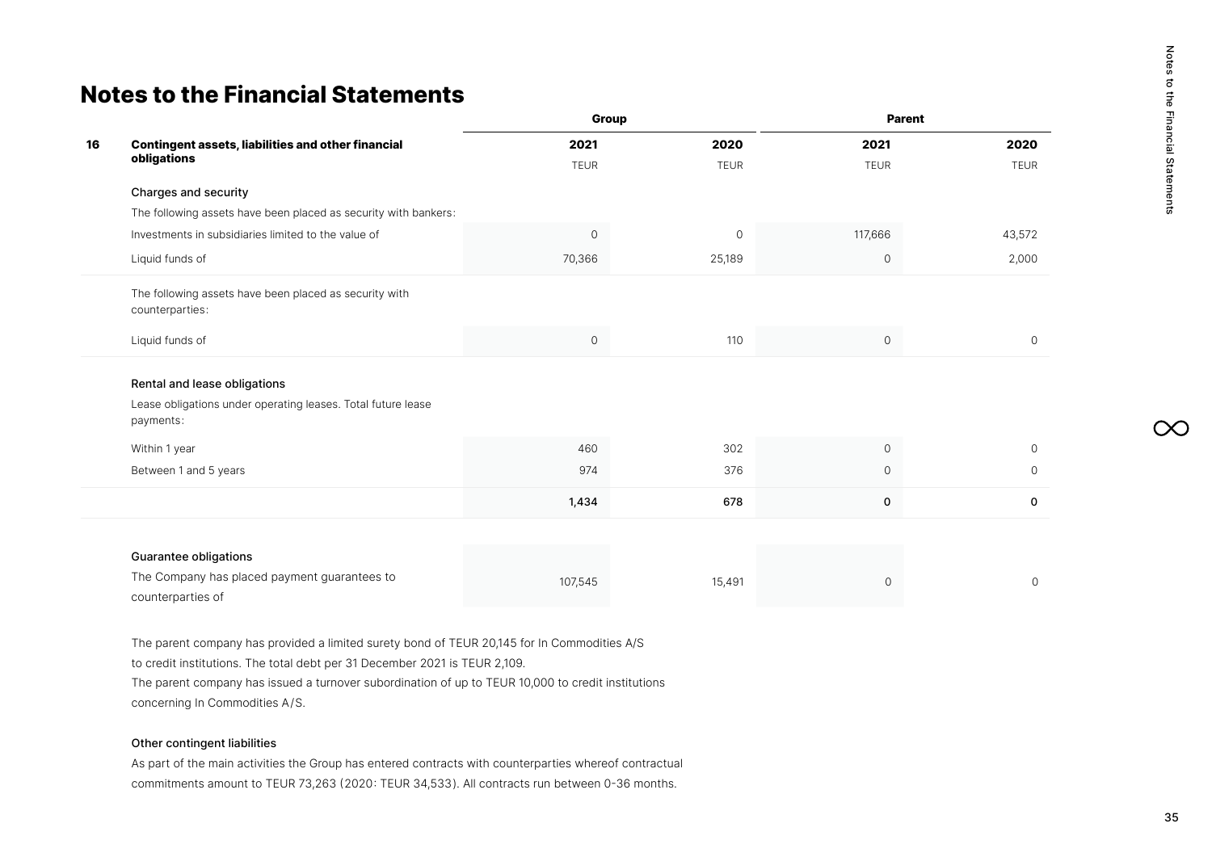# Notes to the Financial Statements

| 16 | Contingent assets, liabilities and other financial obligations | Group | | Parent | |
|---|---|---|---|---|---|
| | | **2021** | **2020** | **2021** | **2020** |
| | | TEUR | TEUR | TEUR | TEUR |
| | **Charges and security** | | | | |
| | The following assets have been placed as security with bankers: | | | | |
| | Investments in subsidiaries limited to the value of | 0 | 0 | 117,666 | 43,572 |
| | Liquid funds of | 70,366 | 25,189 | 0 | 2,000 |
| | The following assets have been placed as security with counterparties: | | | | |
| | Liquid funds of | 0 | 110 | 0 | 0 |
| | **Rental and lease obligations** | | | | |
| | Lease obligations under operating leases. Total future lease payments: | | | | |
| | Within 1 year | 460 | 302 | 0 | 0 |
| | Between 1 and 5 years | 974 | 376 | 0 | 0 |
| | | **1,434** | **678** | **0** | **0** |
| | **Guarantee obligations** | | | | |
| | The Company has placed payment guarantees to counterparties of | 107,545 | 15,491 | 0 | 0 |

The parent company has provided a limited surety bond of TEUR 20,145 for In Commodities A/S to credit institutions. The total debt per 31 December 2021 is TEUR 2,109.
The parent company has issued a turnover subordination of up to TEUR 10,000 to credit institutions concerning In Commodities A/S.

**Other contingent liabilities**

As part of the main activities the Group has entered contracts with counterparties whereof contractual commitments amount to TEUR 73,263 (2020: TEUR 34,533). All contracts run between 0-36 months.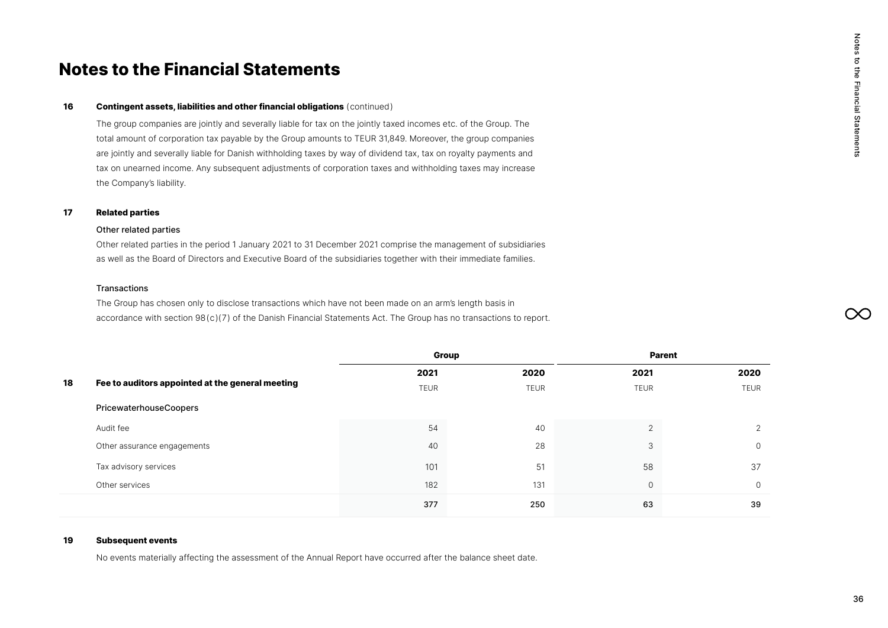# Notes to the Financial Statements

**16 Contingent assets, liabilities and other financial obligations** (continued)

The group companies are jointly and severally liable for tax on the jointly taxed incomes etc. of the Group. The total amount of corporation tax payable by the Group amounts to TEUR 31,849. Moreover, the group companies are jointly and severally liable for Danish withholding taxes by way of dividend tax, tax on royalty payments and tax on unearned income. Any subsequent adjustments of corporation taxes and withholding taxes may increase the Company's liability.

**17 Related parties**

Other related parties

Other related parties in the period 1 January 2021 to 31 December 2021 comprise the management of subsidiaries as well as the Board of Directors and Executive Board of the subsidiaries together with their immediate families.

Transactions

The Group has chosen only to disclose transactions which have not been made on an arm's length basis in accordance with section 98(c)(7) of the Danish Financial Statements Act. The Group has no transactions to report.

| | Group | | Parent | |
|---|---|---|---|---|
| **18 Fee to auditors appointed at the general meeting** | **2021** TEUR | **2020** TEUR | **2021** TEUR | **2020** TEUR |
| PricewaterhouseCoopers | | | | |
| Audit fee | 54 | 40 | 2 | 2 |
| Other assurance engagements | 40 | 28 | 3 | 0 |
| Tax advisory services | 101 | 51 | 58 | 37 |
| Other services | 182 | 131 | 0 | 0 |
| | 377 | 250 | 63 | 39 |

**19 Subsequent events**

No events materially affecting the assessment of the Annual Report have occurred after the balance sheet date.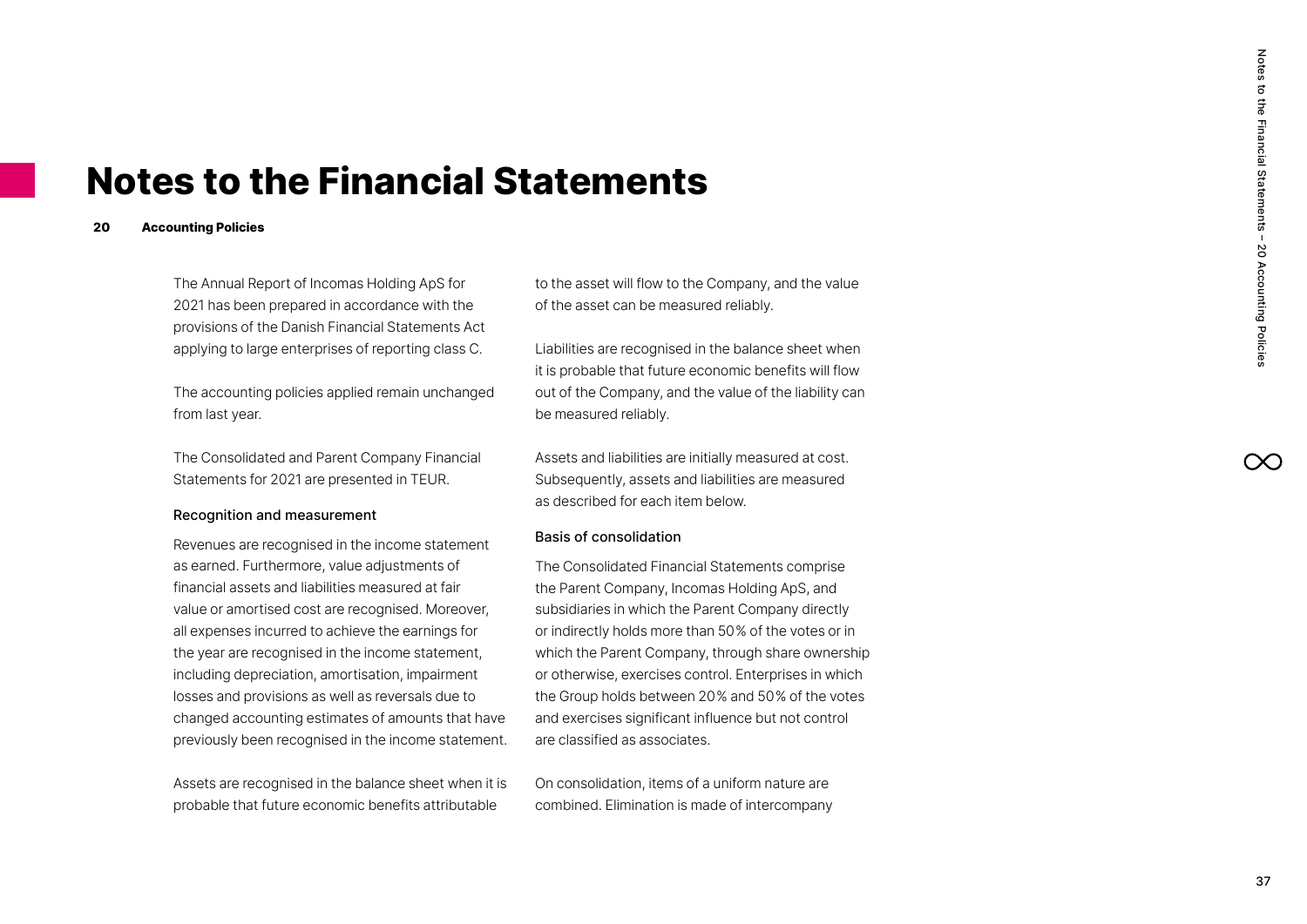# Notes to the Financial Statements

**20 Accounting Policies**

The Annual Report of Incomas Holding ApS for 2021 has been prepared in accordance with the provisions of the Danish Financial Statements Act applying to large enterprises of reporting class C.

The accounting policies applied remain unchanged from last year.

The Consolidated and Parent Company Financial Statements for 2021 are presented in TEUR.

### Recognition and measurement

Revenues are recognised in the income statement as earned. Furthermore, value adjustments of financial assets and liabilities measured at fair value or amortised cost are recognised. Moreover, all expenses incurred to achieve the earnings for the year are recognised in the income statement, including depreciation, amortisation, impairment losses and provisions as well as reversals due to changed accounting estimates of amounts that have previously been recognised in the income statement.

Assets are recognised in the balance sheet when it is probable that future economic benefits attributable to the asset will flow to the Company, and the value of the asset can be measured reliably.

Liabilities are recognised in the balance sheet when it is probable that future economic benefits will flow out of the Company, and the value of the liability can be measured reliably.

Assets and liabilities are initially measured at cost. Subsequently, assets and liabilities are measured as described for each item below.

### Basis of consolidation

The Consolidated Financial Statements comprise the Parent Company, Incomas Holding ApS, and subsidiaries in which the Parent Company directly or indirectly holds more than 50% of the votes or in which the Parent Company, through share ownership or otherwise, exercises control. Enterprises in which the Group holds between 20% and 50% of the votes and exercises significant influence but not control are classified as associates.

On consolidation, items of a uniform nature are combined. Elimination is made of intercompany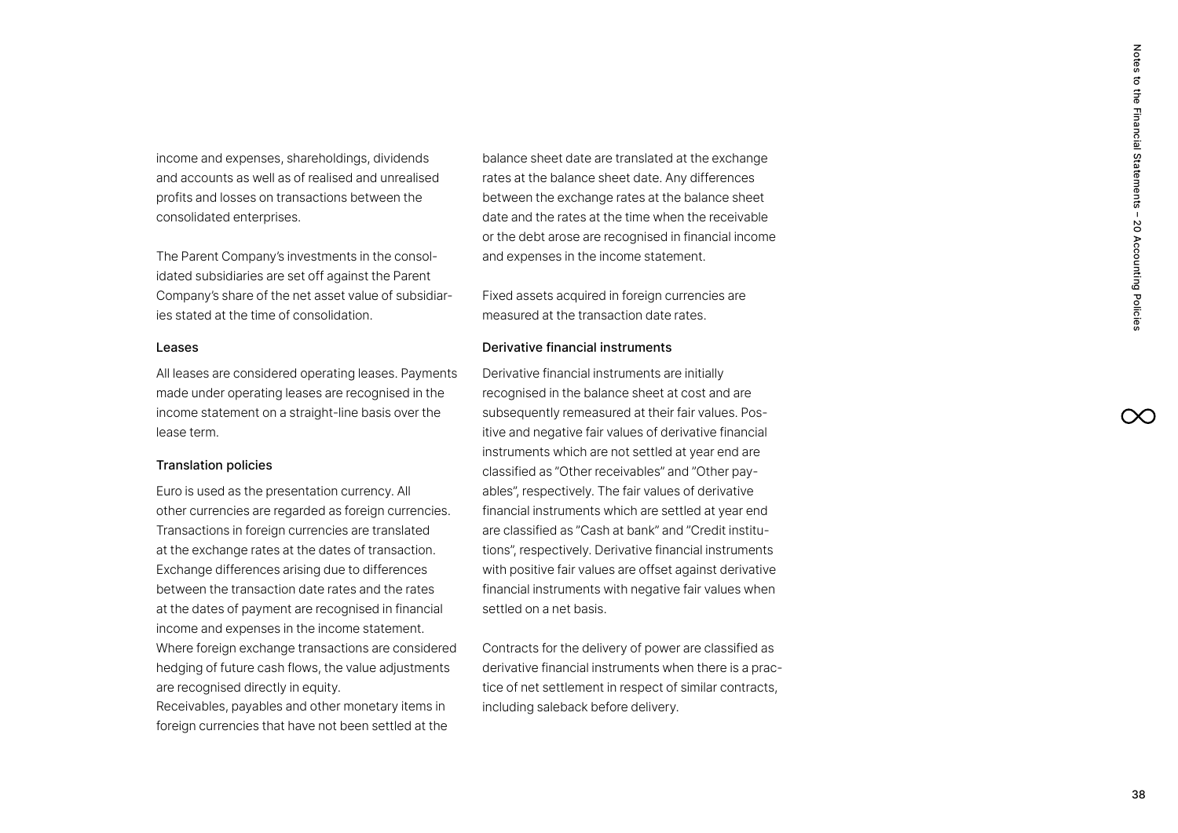income and expenses, shareholdings, dividends and accounts as well as of realised and unrealised profits and losses on transactions between the consolidated enterprises.

The Parent Company's investments in the consolidated subsidiaries are set off against the Parent Company's share of the net asset value of subsidiaries stated at the time of consolidation.

### Leases

All leases are considered operating leases. Payments made under operating leases are recognised in the income statement on a straight-line basis over the lease term.

### Translation policies

Euro is used as the presentation currency. All other currencies are regarded as foreign currencies. Transactions in foreign currencies are translated at the exchange rates at the dates of transaction. Exchange differences arising due to differences between the transaction date rates and the rates at the dates of payment are recognised in financial income and expenses in the income statement. Where foreign exchange transactions are considered hedging of future cash flows, the value adjustments are recognised directly in equity.
Receivables, payables and other monetary items in foreign currencies that have not been settled at the balance sheet date are translated at the exchange rates at the balance sheet date. Any differences between the exchange rates at the balance sheet date and the rates at the time when the receivable or the debt arose are recognised in financial income and expenses in the income statement.

Fixed assets acquired in foreign currencies are measured at the transaction date rates.

### Derivative financial instruments

Derivative financial instruments are initially recognised in the balance sheet at cost and are subsequently remeasured at their fair values. Positive and negative fair values of derivative financial instruments which are not settled at year end are classified as "Other receivables" and "Other payables", respectively. The fair values of derivative financial instruments which are settled at year end are classified as "Cash at bank" and "Credit institutions", respectively. Derivative financial instruments with positive fair values are offset against derivative financial instruments with negative fair values when settled on a net basis.

Contracts for the delivery of power are classified as derivative financial instruments when there is a practice of net settlement in respect of similar contracts, including saleback before delivery.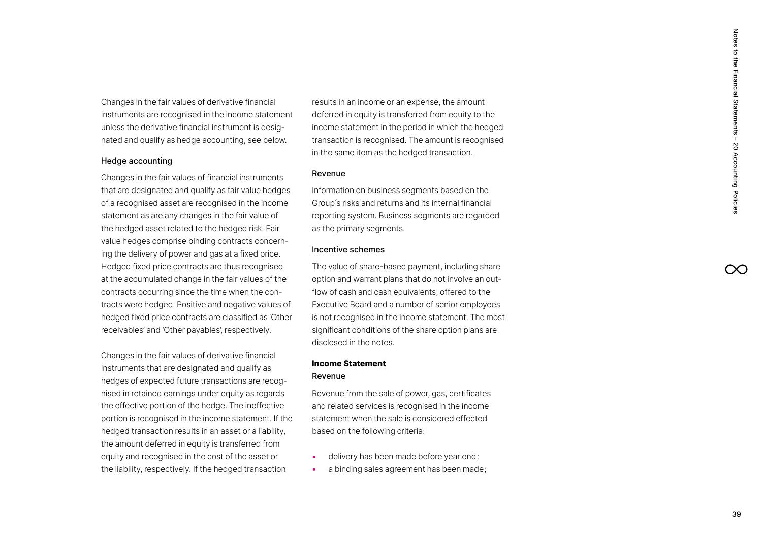Changes in the fair values of derivative financial instruments are recognised in the income statement unless the derivative financial instrument is designated and qualify as hedge accounting, see below.

### Hedge accounting

Changes in the fair values of financial instruments that are designated and qualify as fair value hedges of a recognised asset are recognised in the income statement as are any changes in the fair value of the hedged asset related to the hedged risk. Fair value hedges comprise binding contracts concerning the delivery of power and gas at a fixed price. Hedged fixed price contracts are thus recognised at the accumulated change in the fair values of the contracts occurring since the time when the contracts were hedged. Positive and negative values of hedged fixed price contracts are classified as 'Other receivables' and 'Other payables', respectively.

Changes in the fair values of derivative financial instruments that are designated and qualify as hedges of expected future transactions are recognised in retained earnings under equity as regards the effective portion of the hedge. The ineffective portion is recognised in the income statement. If the hedged transaction results in an asset or a liability, the amount deferred in equity is transferred from equity and recognised in the cost of the asset or the liability, respectively. If the hedged transaction results in an income or an expense, the amount deferred in equity is transferred from equity to the income statement in the period in which the hedged transaction is recognised. The amount is recognised in the same item as the hedged transaction.

### Revenue

Information on business segments based on the Group´s risks and returns and its internal financial reporting system. Business segments are regarded as the primary segments.

### Incentive schemes

The value of share-based payment, including share option and warrant plans that do not involve an outflow of cash and cash equivalents, offered to the Executive Board and a number of senior employees is not recognised in the income statement. The most significant conditions of the share option plans are disclosed in the notes.

## Income Statement

### Revenue

Revenue from the sale of power, gas, certificates and related services is recognised in the income statement when the sale is considered effected based on the following criteria:

- delivery has been made before year end;
- a binding sales agreement has been made;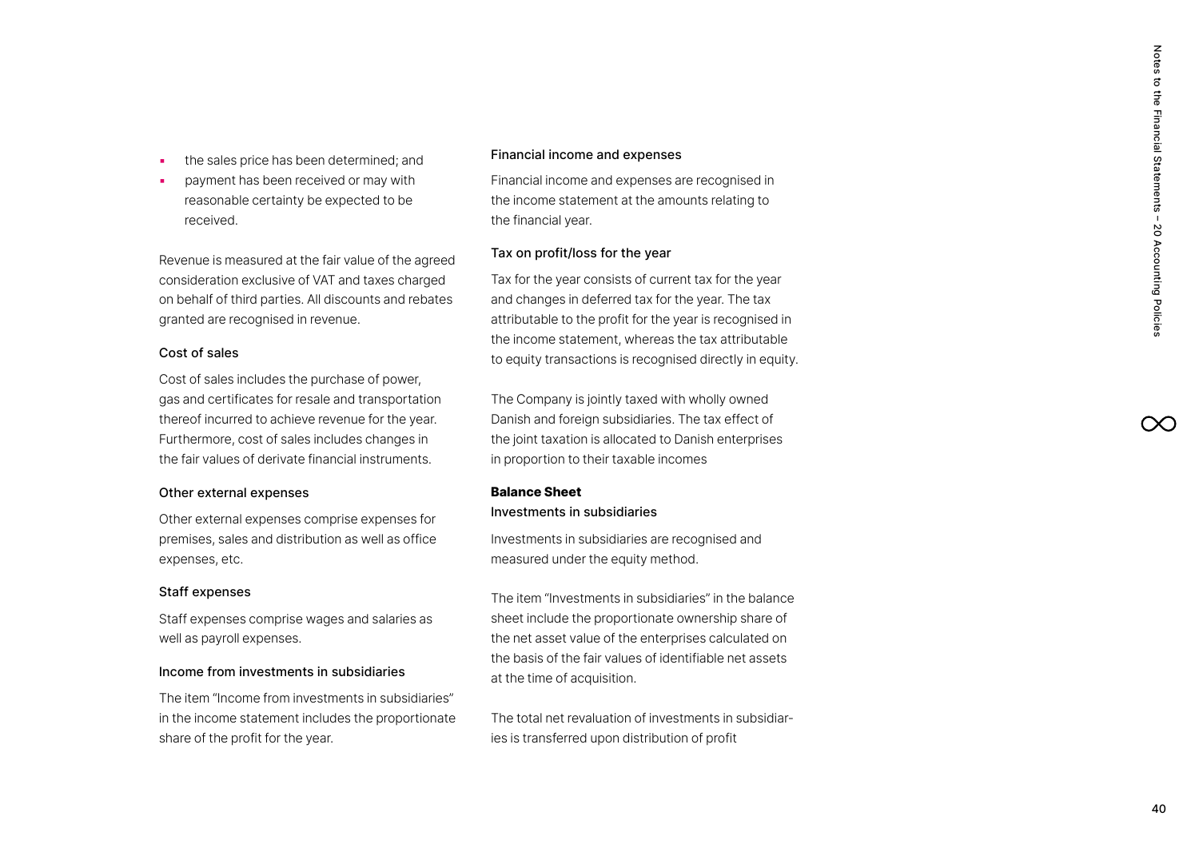- the sales price has been determined; and
- payment has been received or may with reasonable certainty be expected to be received.

Revenue is measured at the fair value of the agreed consideration exclusive of VAT and taxes charged on behalf of third parties. All discounts and rebates granted are recognised in revenue.

### Cost of sales

Cost of sales includes the purchase of power, gas and certificates for resale and transportation thereof incurred to achieve revenue for the year. Furthermore, cost of sales includes changes in the fair values of derivate financial instruments.

### Other external expenses

Other external expenses comprise expenses for premises, sales and distribution as well as office expenses, etc.

### Staff expenses

Staff expenses comprise wages and salaries as well as payroll expenses.

### Income from investments in subsidiaries

The item "Income from investments in subsidiaries" in the income statement includes the proportionate share of the profit for the year.

### Financial income and expenses

Financial income and expenses are recognised in the income statement at the amounts relating to the financial year.

### Tax on profit/loss for the year

Tax for the year consists of current tax for the year and changes in deferred tax for the year. The tax attributable to the profit for the year is recognised in the income statement, whereas the tax attributable to equity transactions is recognised directly in equity.

The Company is jointly taxed with wholly owned Danish and foreign subsidiaries. The tax effect of the joint taxation is allocated to Danish enterprises in proportion to their taxable incomes

## Balance Sheet

### Investments in subsidiaries

Investments in subsidiaries are recognised and measured under the equity method.

The item "Investments in subsidiaries" in the balance sheet include the proportionate ownership share of the net asset value of the enterprises calculated on the basis of the fair values of identifiable net assets at the time of acquisition.

The total net revaluation of investments in subsidiaries is transferred upon distribution of profit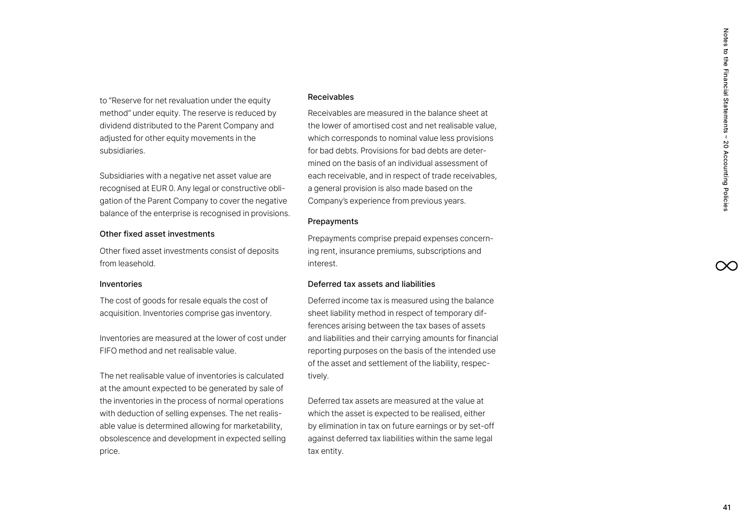to "Reserve for net revaluation under the equity method" under equity. The reserve is reduced by dividend distributed to the Parent Company and adjusted for other equity movements in the subsidiaries.

Subsidiaries with a negative net asset value are recognised at EUR 0. Any legal or constructive obligation of the Parent Company to cover the negative balance of the enterprise is recognised in provisions.

### Other fixed asset investments

Other fixed asset investments consist of deposits from leasehold.

### Inventories

The cost of goods for resale equals the cost of acquisition. Inventories comprise gas inventory.

Inventories are measured at the lower of cost under FIFO method and net realisable value.

The net realisable value of inventories is calculated at the amount expected to be generated by sale of the inventories in the process of normal operations with deduction of selling expenses. The net realisable value is determined allowing for marketability, obsolescence and development in expected selling price.

### Receivables

Receivables are measured in the balance sheet at the lower of amortised cost and net realisable value, which corresponds to nominal value less provisions for bad debts. Provisions for bad debts are determined on the basis of an individual assessment of each receivable, and in respect of trade receivables, a general provision is also made based on the Company's experience from previous years.

### Prepayments

Prepayments comprise prepaid expenses concerning rent, insurance premiums, subscriptions and interest.

### Deferred tax assets and liabilities

Deferred income tax is measured using the balance sheet liability method in respect of temporary differences arising between the tax bases of assets and liabilities and their carrying amounts for financial reporting purposes on the basis of the intended use of the asset and settlement of the liability, respectively.

Deferred tax assets are measured at the value at which the asset is expected to be realised, either by elimination in tax on future earnings or by set-off against deferred tax liabilities within the same legal tax entity.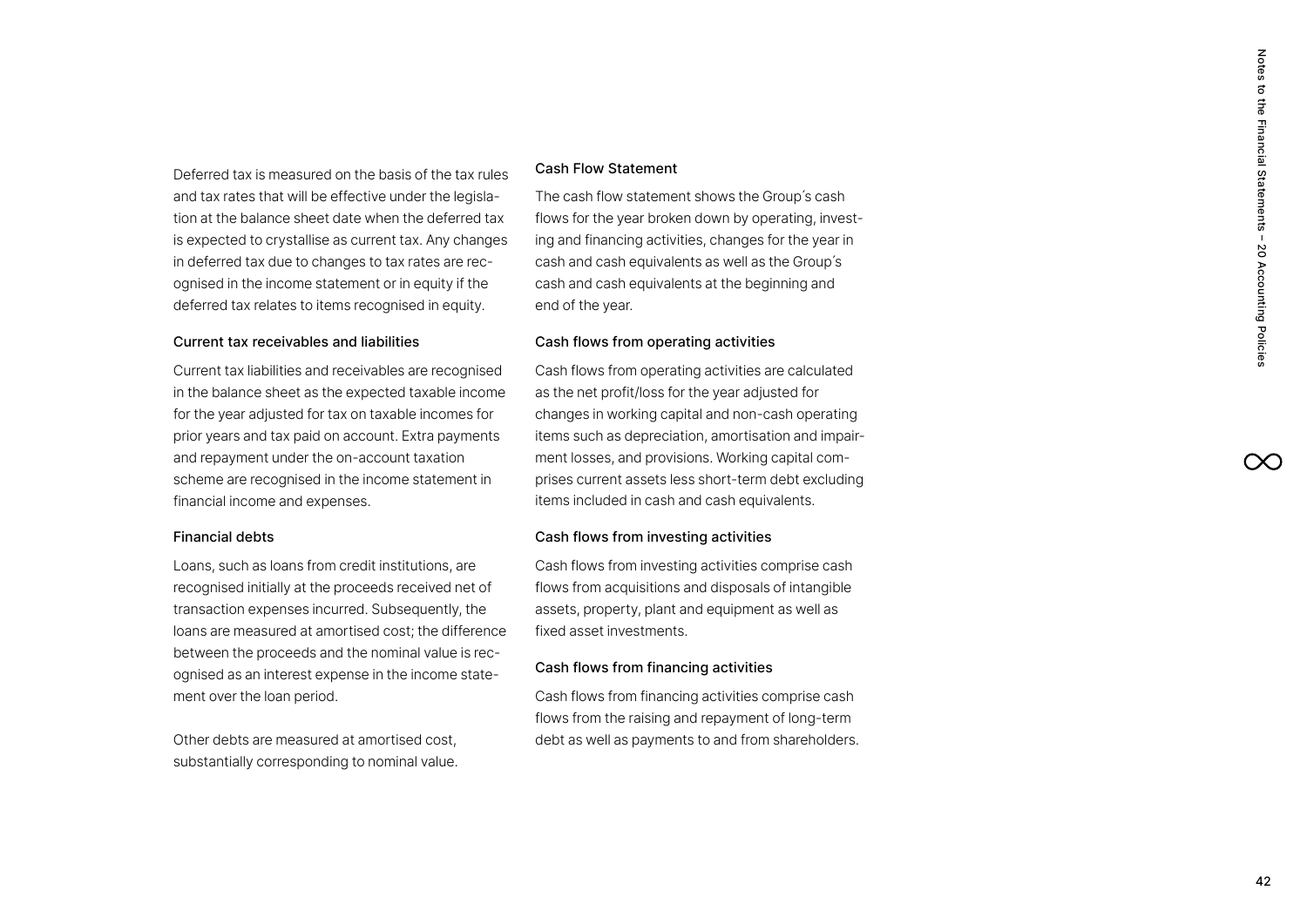Deferred tax is measured on the basis of the tax rules and tax rates that will be effective under the legislation at the balance sheet date when the deferred tax is expected to crystallise as current tax. Any changes in deferred tax due to changes to tax rates are recognised in the income statement or in equity if the deferred tax relates to items recognised in equity.

### Current tax receivables and liabilities

Current tax liabilities and receivables are recognised in the balance sheet as the expected taxable income for the year adjusted for tax on taxable incomes for prior years and tax paid on account. Extra payments and repayment under the on-account taxation scheme are recognised in the income statement in financial income and expenses.

### Financial debts

Loans, such as loans from credit institutions, are recognised initially at the proceeds received net of transaction expenses incurred. Subsequently, the loans are measured at amortised cost; the difference between the proceeds and the nominal value is recognised as an interest expense in the income statement over the loan period.

Other debts are measured at amortised cost, substantially corresponding to nominal value.

### Cash Flow Statement

The cash flow statement shows the Group´s cash flows for the year broken down by operating, investing and financing activities, changes for the year in cash and cash equivalents as well as the Group´s cash and cash equivalents at the beginning and end of the year.

### Cash flows from operating activities

Cash flows from operating activities are calculated as the net profit/loss for the year adjusted for changes in working capital and non-cash operating items such as depreciation, amortisation and impairment losses, and provisions. Working capital comprises current assets less short-term debt excluding items included in cash and cash equivalents.

### Cash flows from investing activities

Cash flows from investing activities comprise cash flows from acquisitions and disposals of intangible assets, property, plant and equipment as well as fixed asset investments.

### Cash flows from financing activities

Cash flows from financing activities comprise cash flows from the raising and repayment of long-term debt as well as payments to and from shareholders.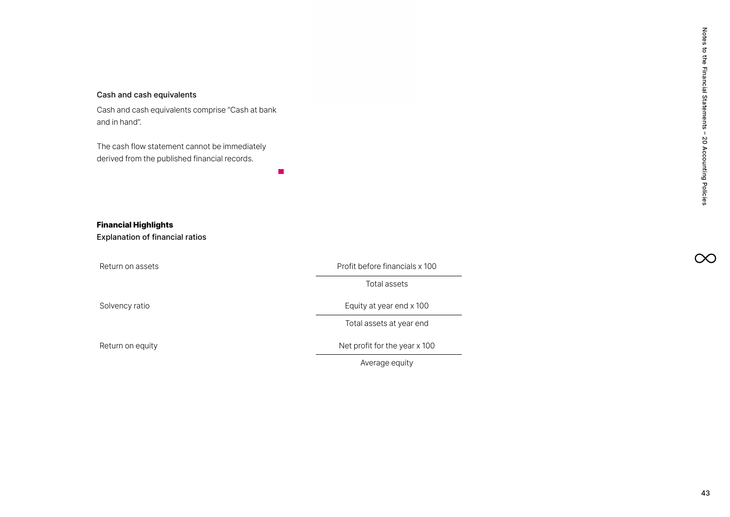### Cash and cash equivalents

Cash and cash equivalents comprise "Cash at bank and in hand".

The cash flow statement cannot be immediately derived from the published financial records.

## Financial Highlights

### Explanation of financial ratios

| Ratio | Formula |
| --- | --- |
| Return on assets | $\frac{\text{Profit before financials} \times 100}{\text{Total assets}}$ |
| Solvency ratio | $\frac{\text{Equity at year end} \times 100}{\text{Total assets at year end}}$ |
| Return on equity | $\frac{\text{Net profit for the year} \times 100}{\text{Average equity}}$ |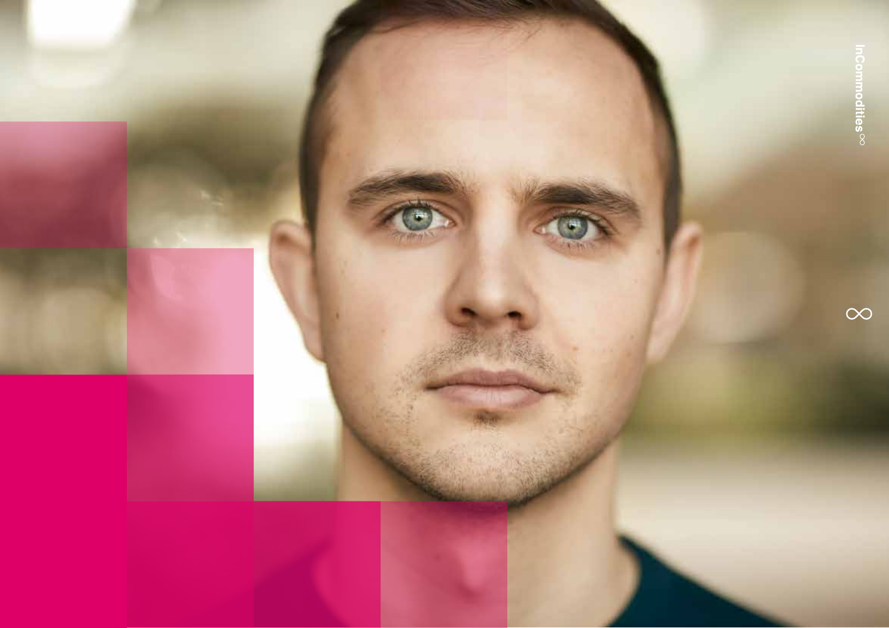InCommodities